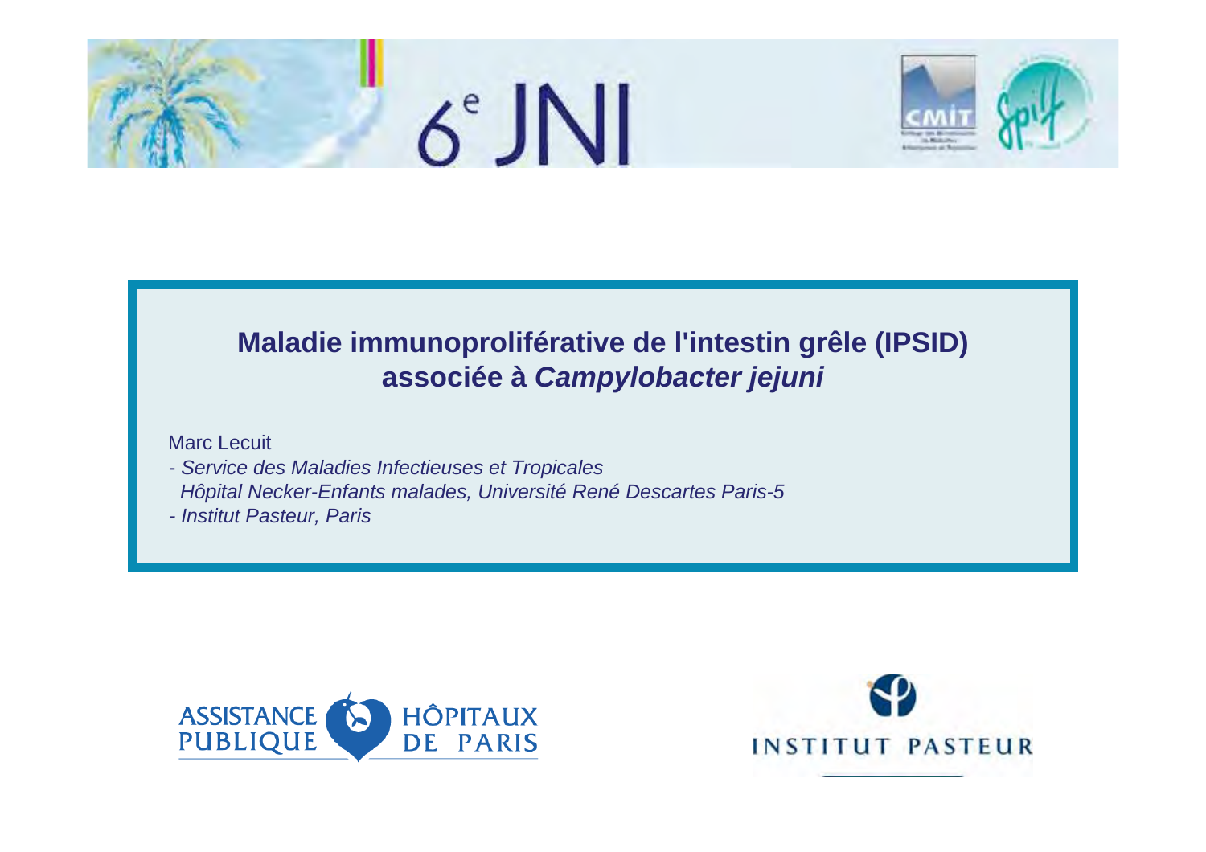6e JNI

# Maladie immunoproliférative de l'intestin grêle (IPSID) associée à *Campylobacter jejuni*

Marc Lecuit

- *Service des Maladies Infectieuses et Tropicales*
  *Hôpital Necker-Enfants malades, Université René Descartes Paris-5*
- *Institut Pasteur, Paris*

ASSISTANCE PUBLIQUE HÔPITAUX DE PARIS

INSTITUT PASTEUR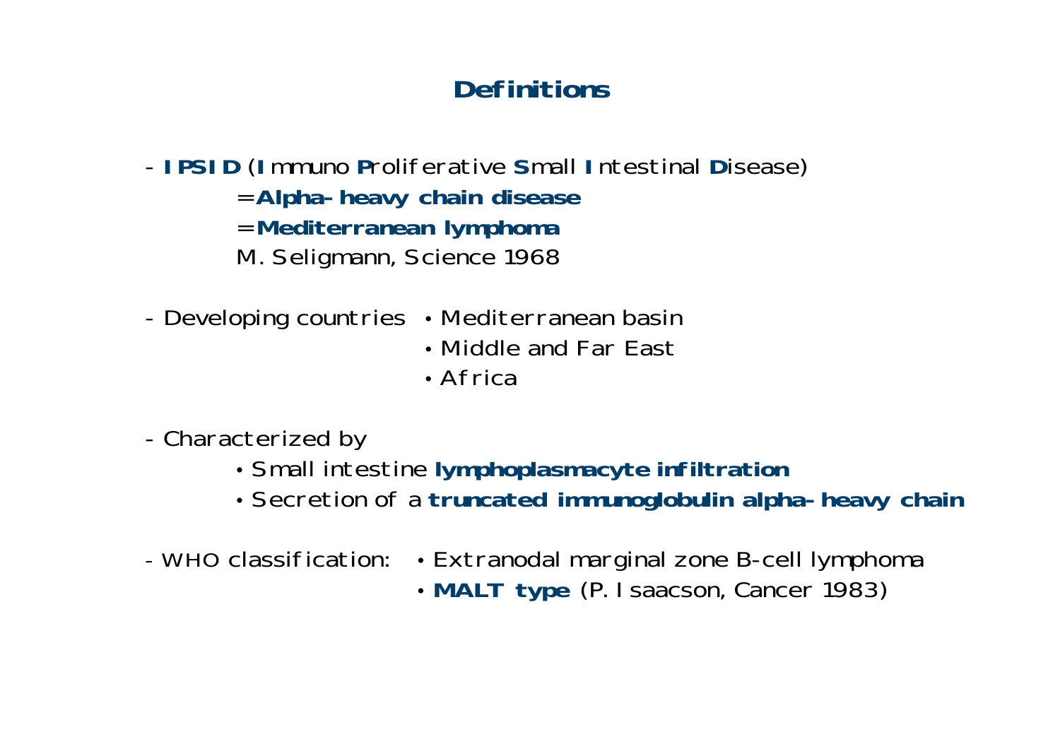# Definitions

- **IPSID** (**I**mmuno **P**roliferative **S**mall **I**ntestinal **D**isease)
  - =**Alpha-heavy chain disease**
  - =**Mediterranean lymphoma**
  - M. Seligmann, Science 1968

- Developing countries
  - Mediterranean basin
  - Middle and Far East
  - Africa

- Characterized by
  - Small intestine **lymphoplasmacyte infiltration**
  - Secretion of a **truncated immunoglobulin alpha-heavy chain**

- WHO classification:
  - Extranodal marginal zone B-cell lymphoma
  - **MALT type** (P. Isaacson, Cancer 1983)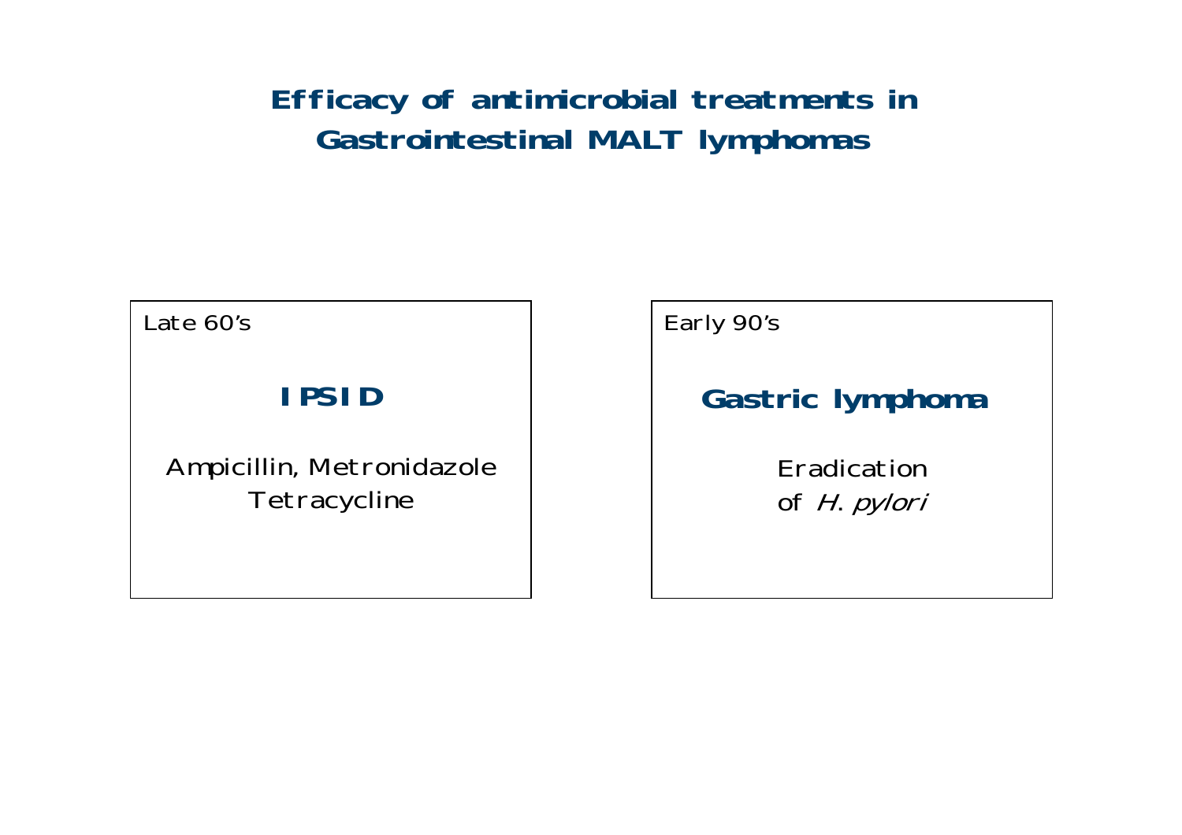# Efficacy of antimicrobial treatments in Gastrointestinal MALT lymphomas

Late 60's

**IPSID**

Ampicillin, Metronidazole
Tetracycline

Early 90's

**Gastric lymphoma**

Eradication
of *H. pylori*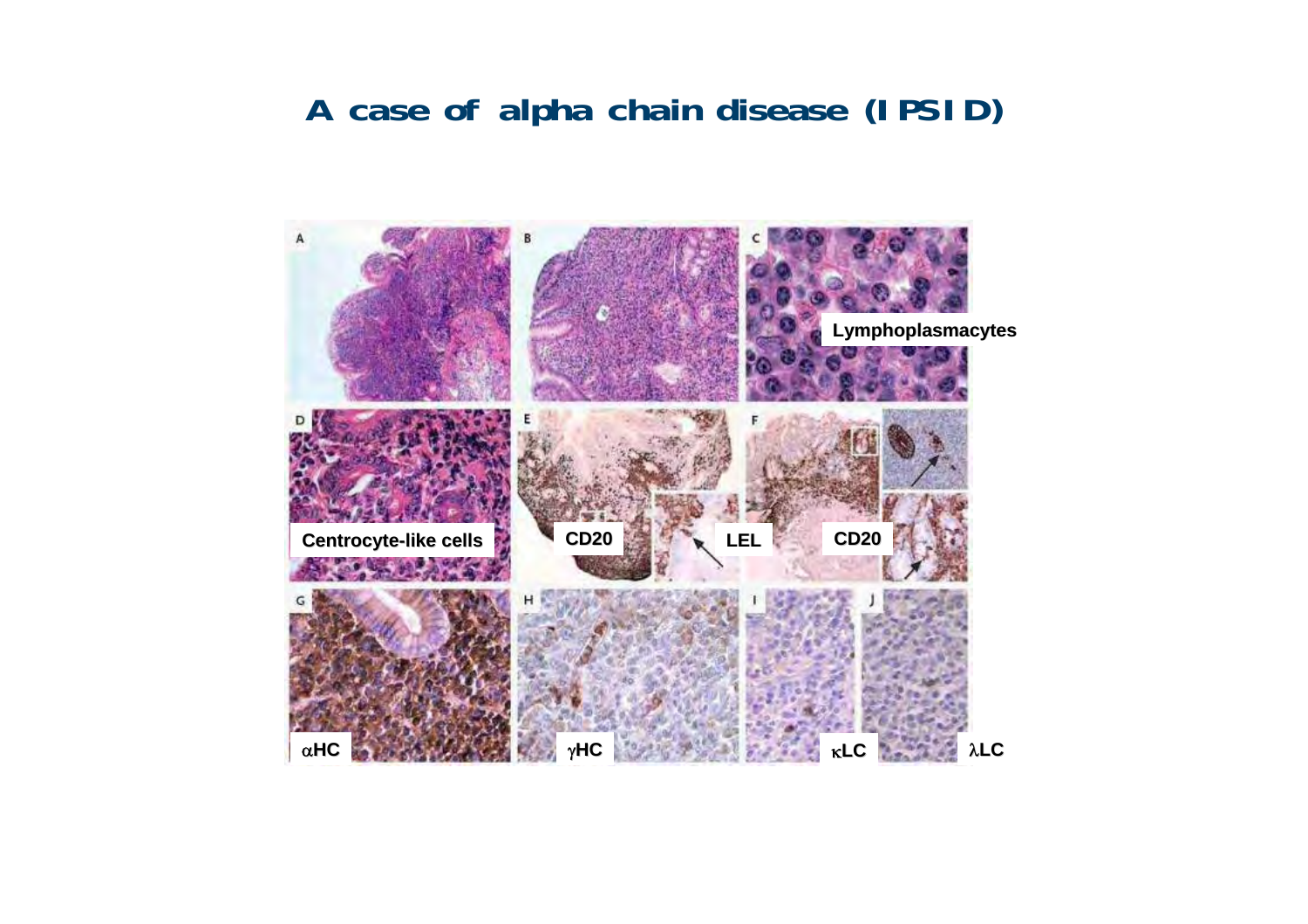# A case of alpha chain disease (IPSID)

A B C

Lymphoplasmacytes

D E F

Centrocyte-like cells

CD20

LEL

CD20

G H I J

αHC

γHC

κLC

λLC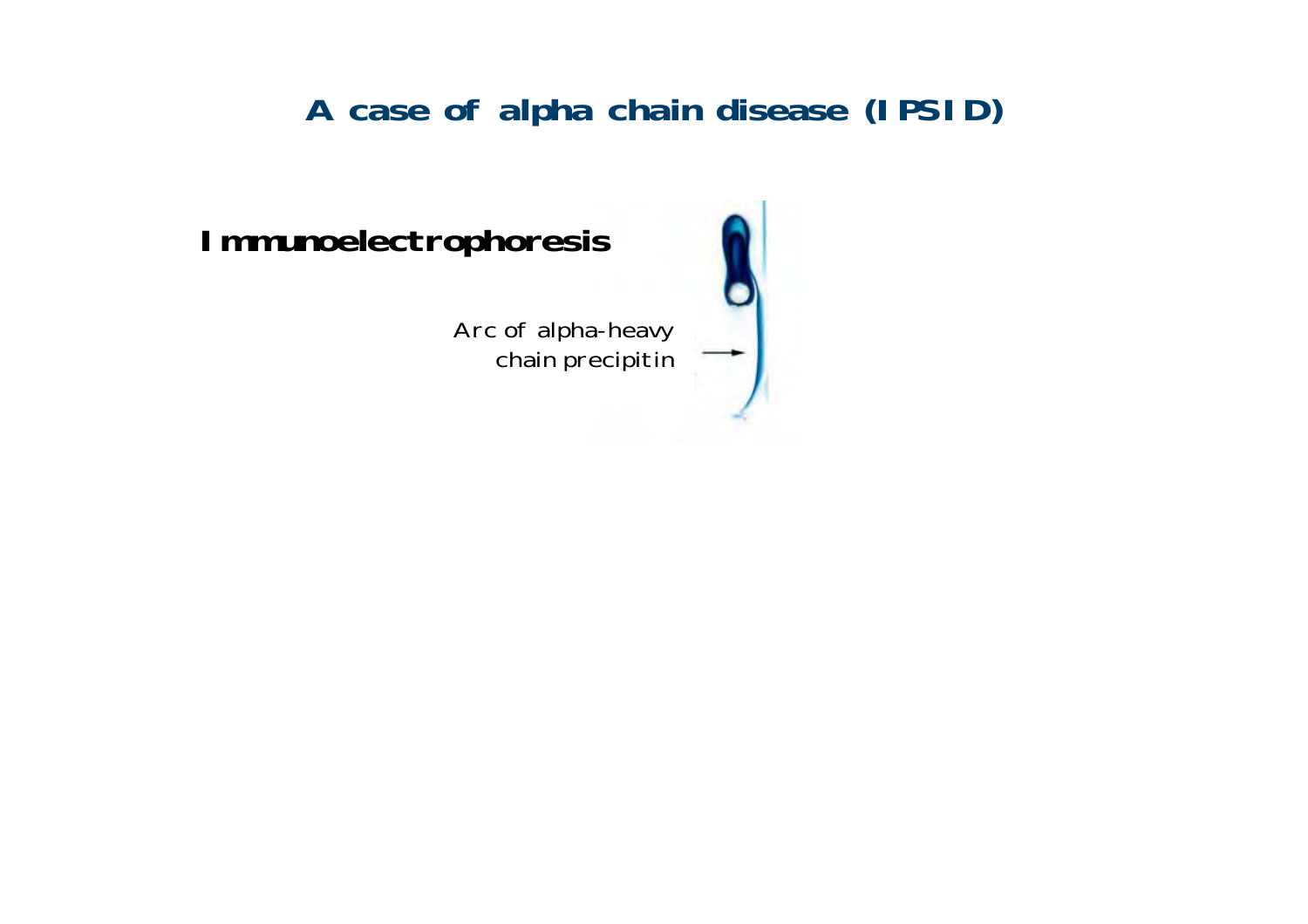# A case of alpha chain disease (IPSID)

## Immunoelectrophoresis

Arc of alpha-heavy chain precipitin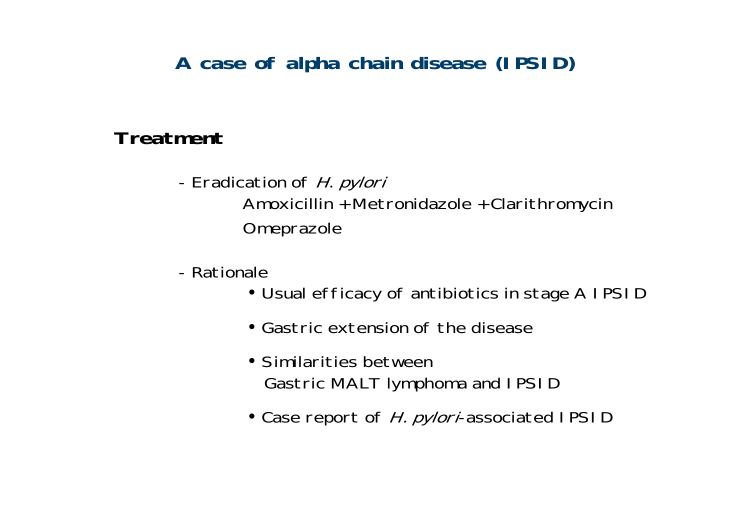## A case of alpha chain disease (IPSID)

**Treatment**

- Eradication of *H. pylori*

  Amoxicillin + Metronidazole + Clarithromycin

  Omeprazole

- Rationale

  - Usual efficacy of antibiotics in stage A IPSID
  - Gastric extension of the disease
  - Similarities between Gastric MALT lymphoma and IPSID
  - Case report of *H. pylori*-associated IPSID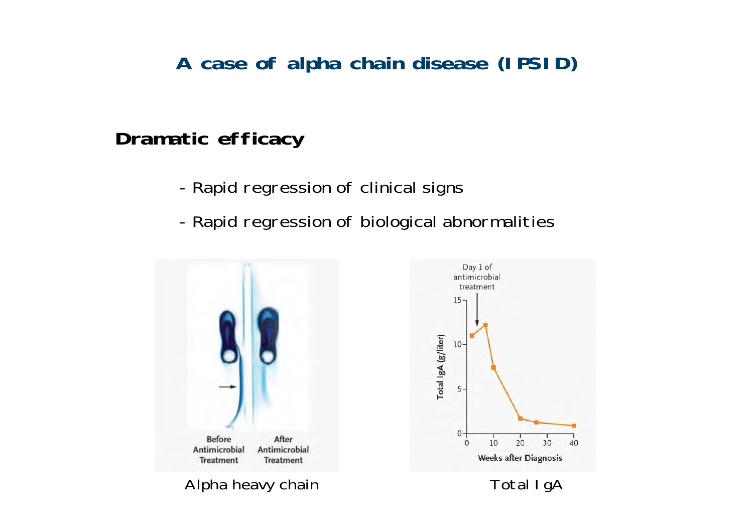# A case of alpha chain disease (IPSID)

## Dramatic efficacy

- Rapid regression of clinical signs
- Rapid regression of biological abnormalities

Alpha heavy chain

Total IgA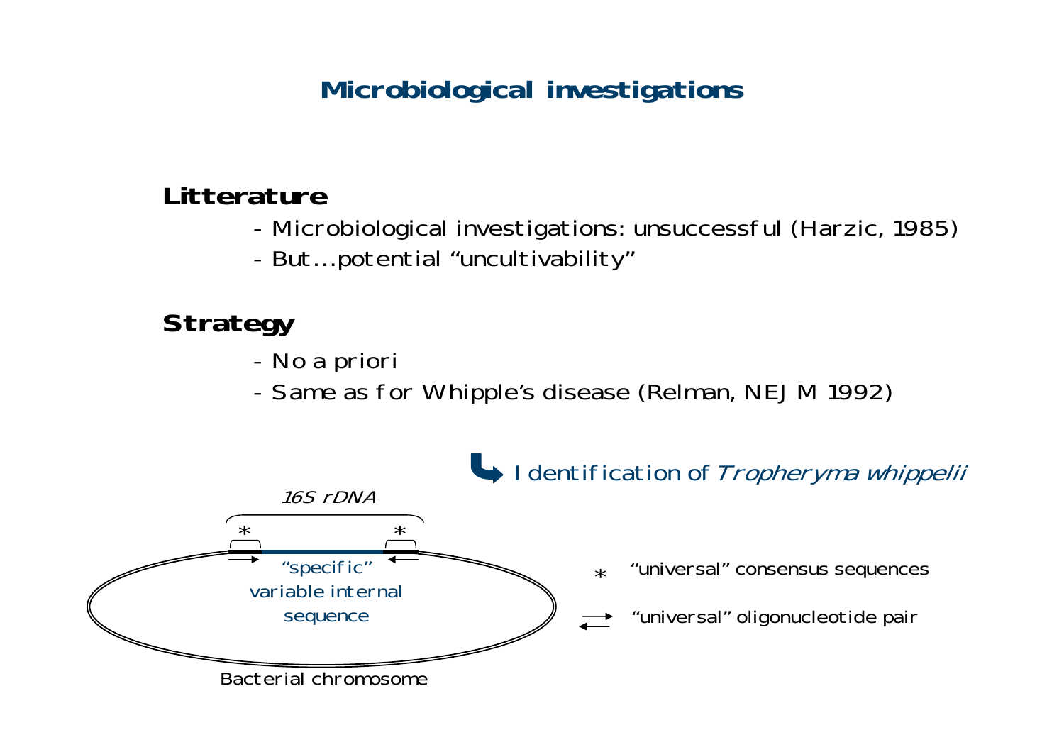# Microbiological investigations

**Litterature**

- Microbiological investigations: unsuccessful (Harzic, 1985)
- But…potential "uncultivability"

**Strategy**

- No a priori
- Same as for Whipple's disease (Relman, NEJM 1992)

↳ Identification of *Tropheryma whippelii*

*16S rDNA*

* * 

"specific" variable internal sequence

Bacterial chromosome

* "universal" consensus sequences

⇄ "universal" oligonucleotide pair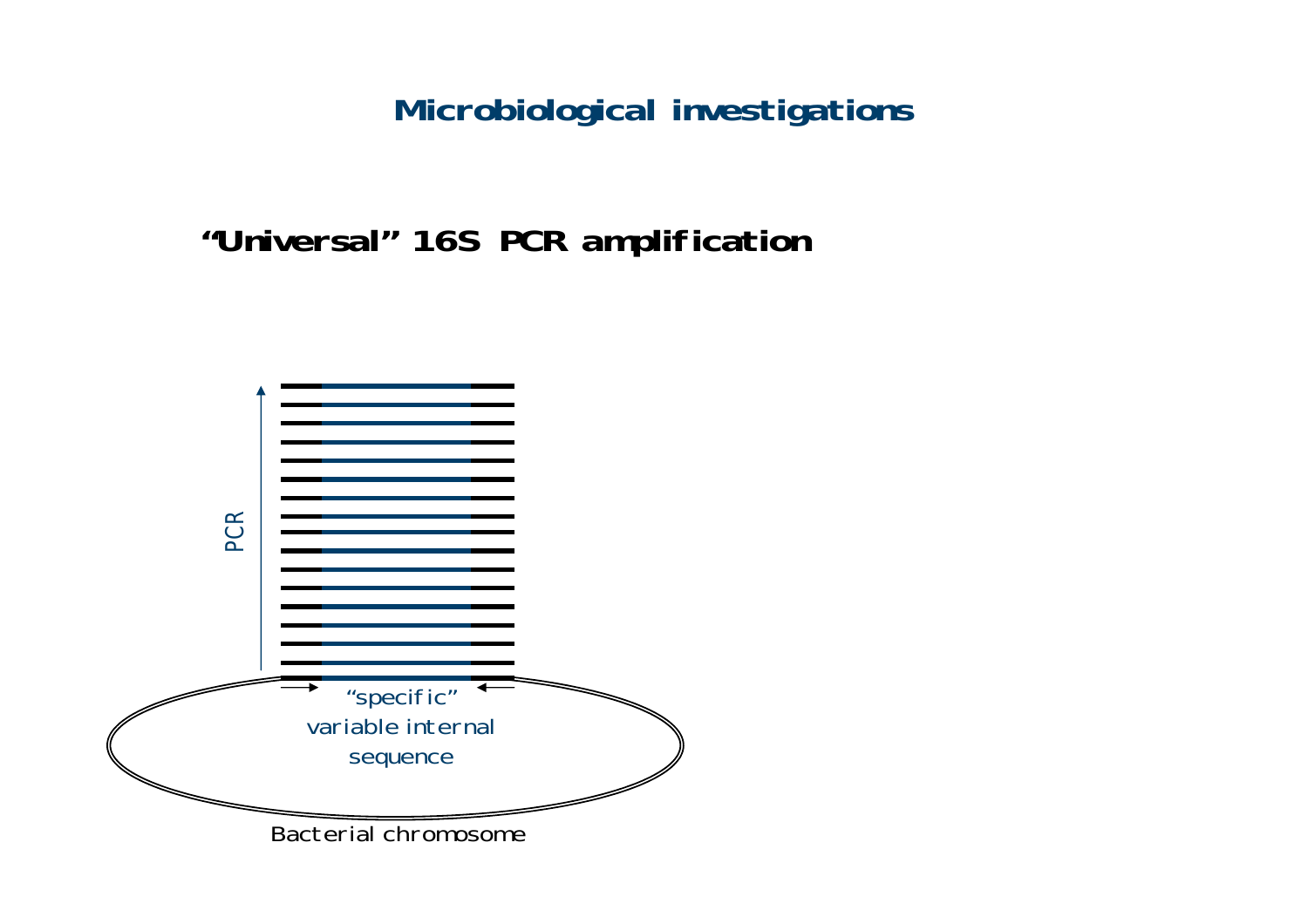# Microbiological investigations

## "Universal" 16S PCR amplification

PCR

"specific" variable internal sequence

Bacterial chromosome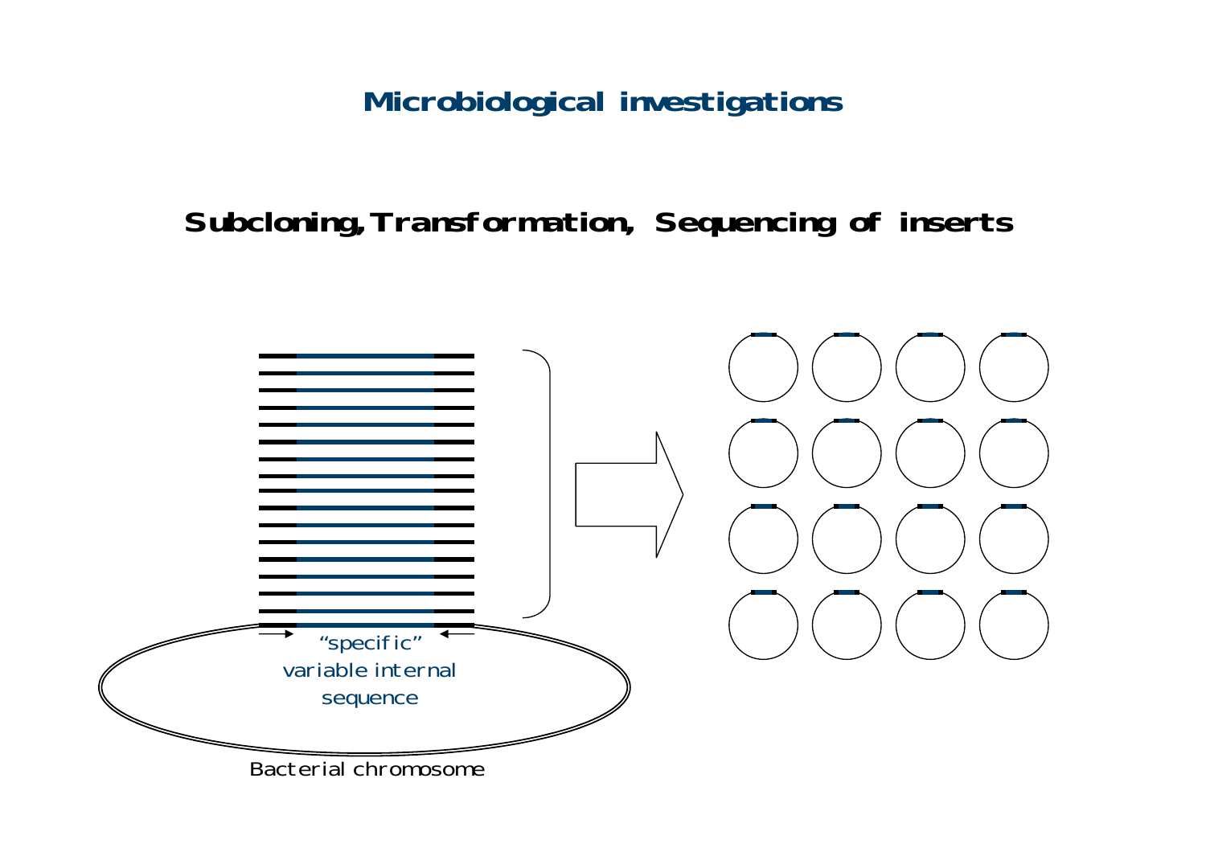# Microbiological investigations

## Subcloning, Transformation, Sequencing of inserts

"specific" variable internal sequence

Bacterial chromosome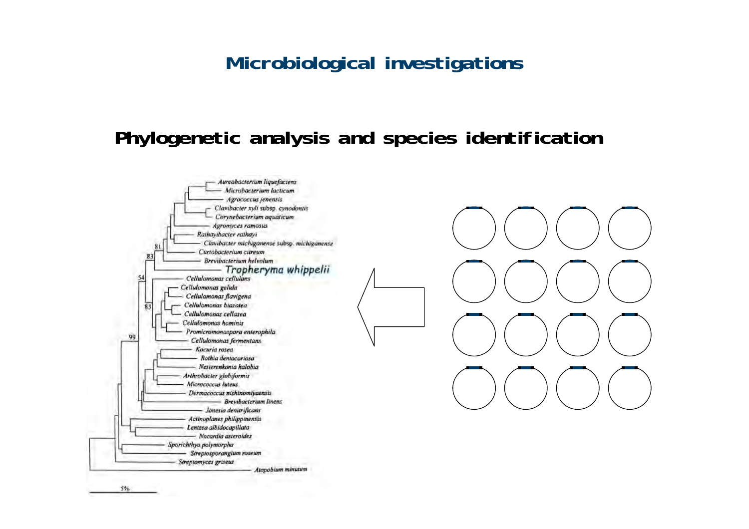# Microbiological investigations

## Phylogenetic analysis and species identification

*Aureobacterium liquefaciens*
*Microbacterium lacticum*
*Agrococcus jenensis*
*Clavibacter xyli* subsp. *cynodontis*
*Corynebacterium aquaticum*
*Agromyces ramosus*
*Rathayibacter rathayi*
*Clavibacter michiganense* subsp. *michiganense*
*Curtobacterium citreum*
*Brevibacterium helvolum*
*Tropheryma whippelii*
*Cellulomonas cellulans*
*Cellulomonas gelida*
*Cellulomonas flavigena*
*Cellulomonas biazotea*
*Cellulomonas cellasea*
*Cellulomonas hominis*
*Promicromonospora enterophila*
*Cellulomonas fermentans*
*Kocuria rosea*
*Rothia dentocariosa*
*Nesterenkonia halobia*
*Arthrobacter globiformis*
*Micrococcus luteus*
*Dermacoccus nishinomiyaensis*
*Brevibacterium linens*
*Jonesia denitrificans*
*Actinoplanes philippinensis*
*Lentzea albidocapillata*
*Nocardia asteroides*
*Sporichthya polymorpha*
*Streptosporangium roseum*
*Streptomyces griseus*
*Atopobium minutum*

81, 83, 54, 83, 99

5%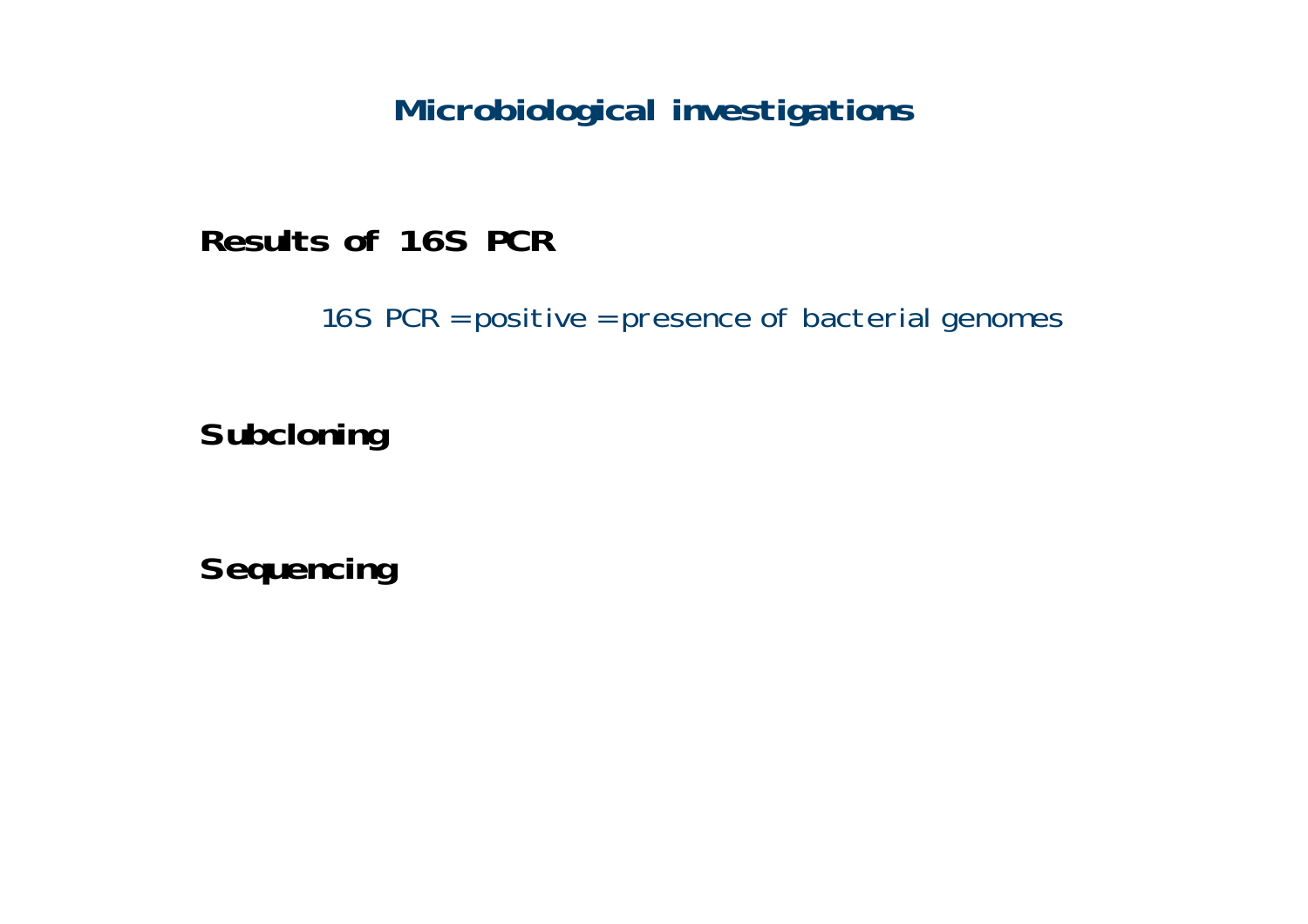# Microbiological investigations

## Results of 16S PCR

16S PCR = positive = presence of bacterial genomes

## Subcloning

## Sequencing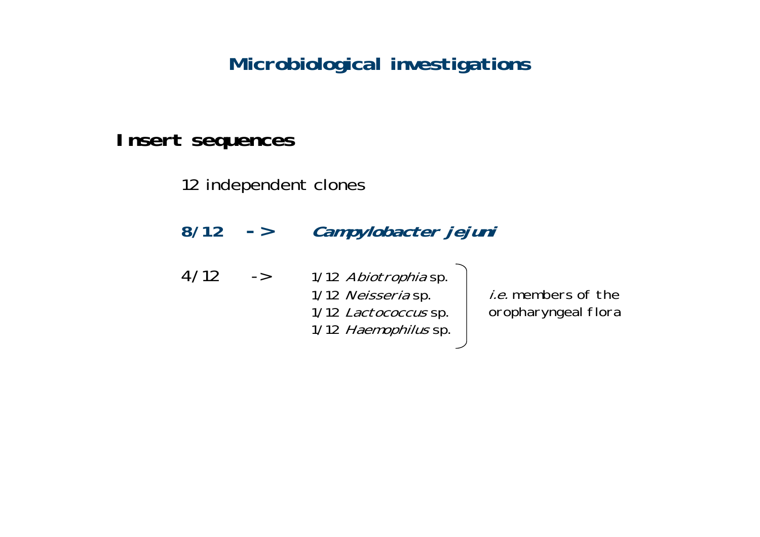# Microbiological investigations

## Insert sequences

12 independent clones

**8/12 -> *Campylobacter jejuni***

4/12 -> 1/12 *Abiotrophia* sp.
1/12 *Neisseria* sp.
1/12 *Lactococcus* sp.
1/12 *Haemophilus* sp.

*i.e.* members of the oropharyngeal flora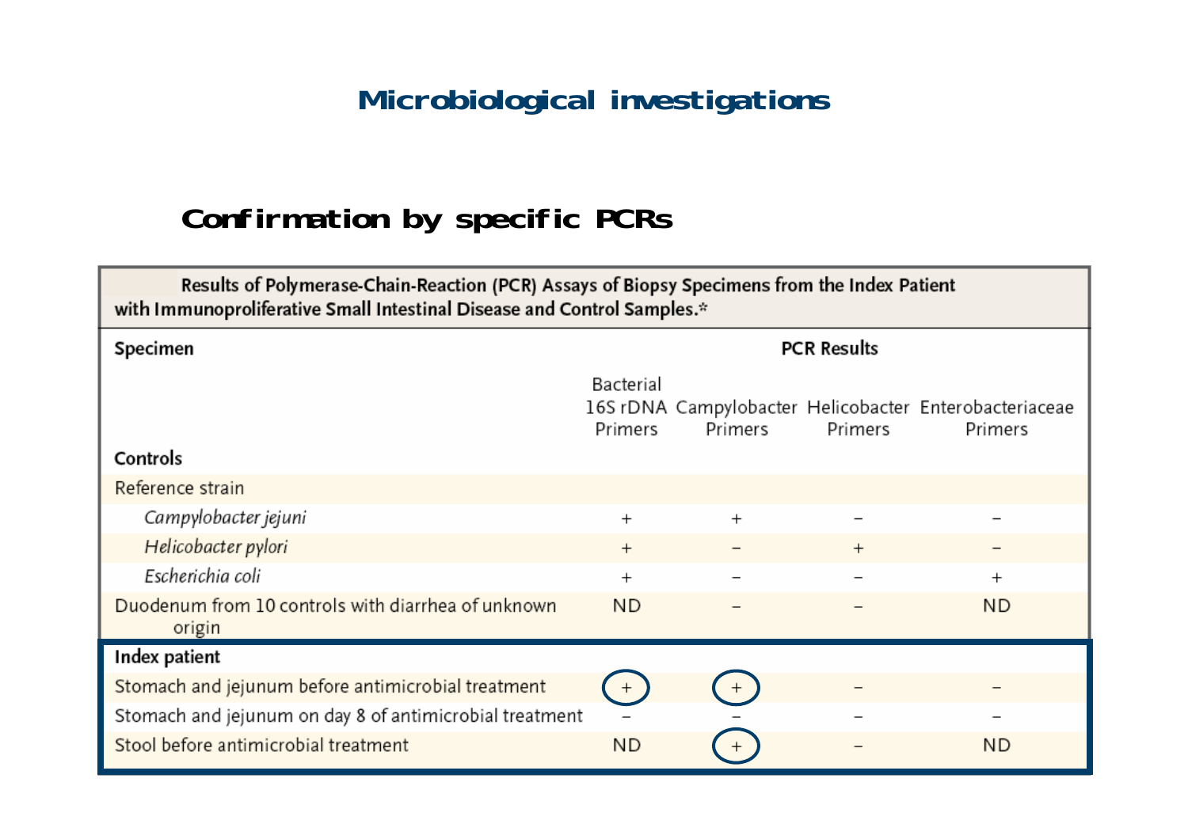# Microbiological investigations

## Confirmation by specific PCRs

Results of Polymerase-Chain-Reaction (PCR) Assays of Biopsy Specimens from the Index Patient with Immunoproliferative Small Intestinal Disease and Control Samples.*

| Specimen | PCR Results | | | |
|---|---|---|---|---|
| | Bacterial 16S rDNA Primers | Campylobacter Primers | Helicobacter Primers | Enterobacteriaceae Primers |
| **Controls** | | | | |
| Reference strain | | | | |
| *Campylobacter jejuni* | + | + | – | – |
| *Helicobacter pylori* | + | – | + | – |
| *Escherichia coli* | + | – | – | + |
| Duodenum from 10 controls with diarrhea of unknown origin | ND | – | – | ND |
| **Index patient** | | | | |
| Stomach and jejunum before antimicrobial treatment | + | + | – | – |
| Stomach and jejunum on day 8 of antimicrobial treatment | – | – | – | – |
| Stool before antimicrobial treatment | ND | + | – | ND |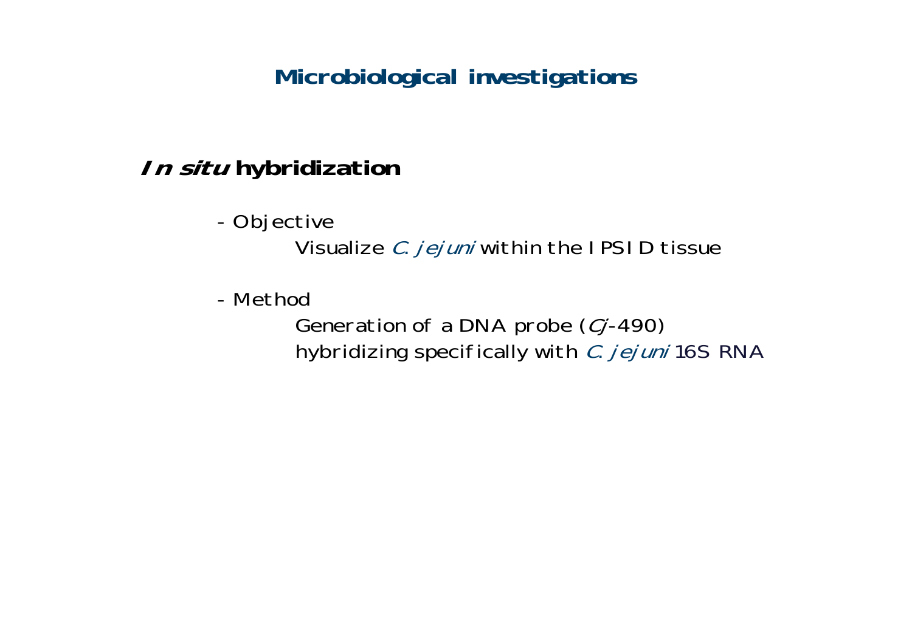# Microbiological investigations

## *In situ* hybridization

- Objective

  Visualize *C. jejuni* within the IPSID tissue

- Method

  Generation of a DNA probe (*Cj*-490)
  hybridizing specifically with *C. jejuni* 16S RNA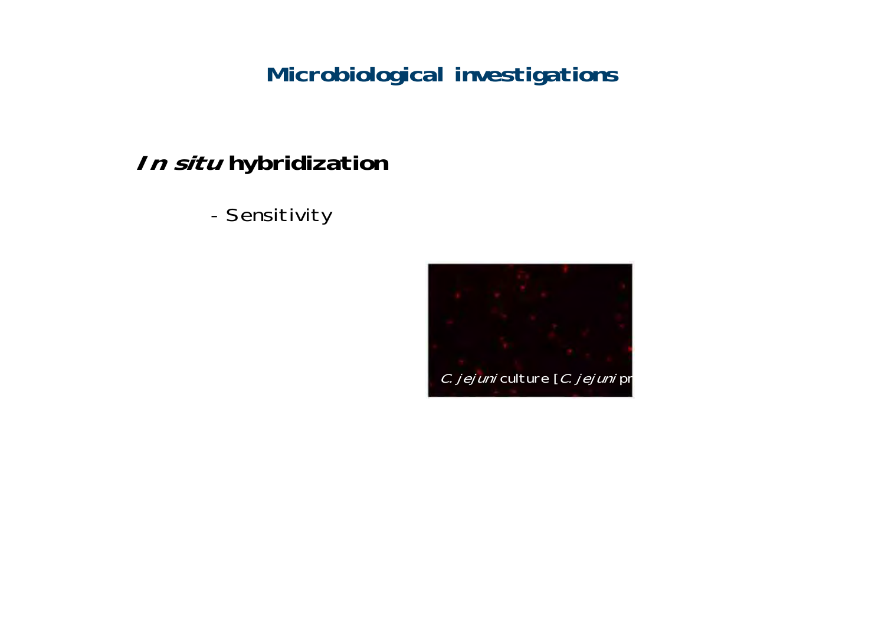# Microbiological investigations

## *In situ* hybridization

- Sensitivity

*C. jejuni* culture [*C. jejuni* pr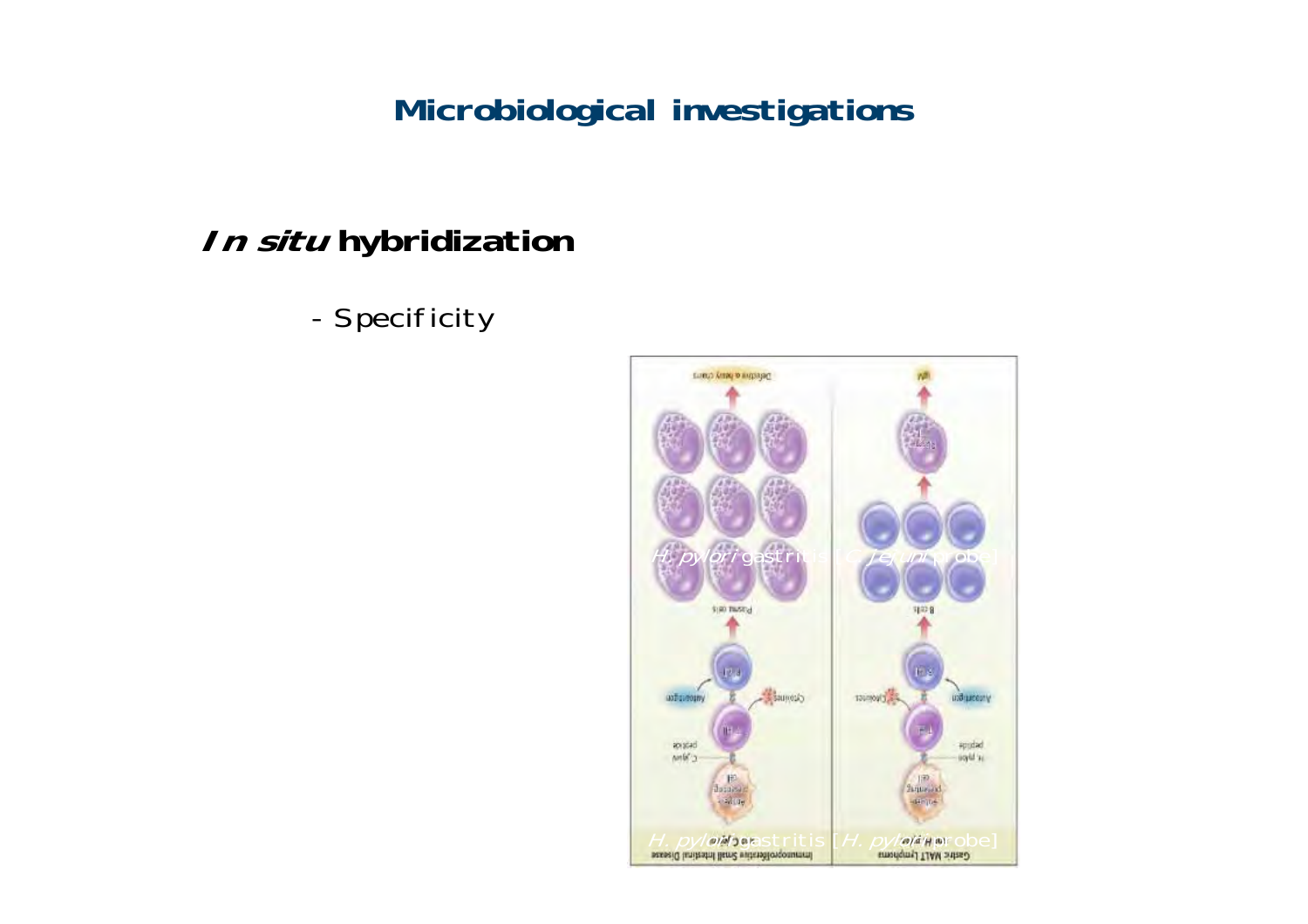## Microbiological investigations

### *In situ* hybridization

- Specificity

*H. pylori* gastritis [*C. jejuni* probe]

*H. pylori* gastritis [*H. pylori* probe]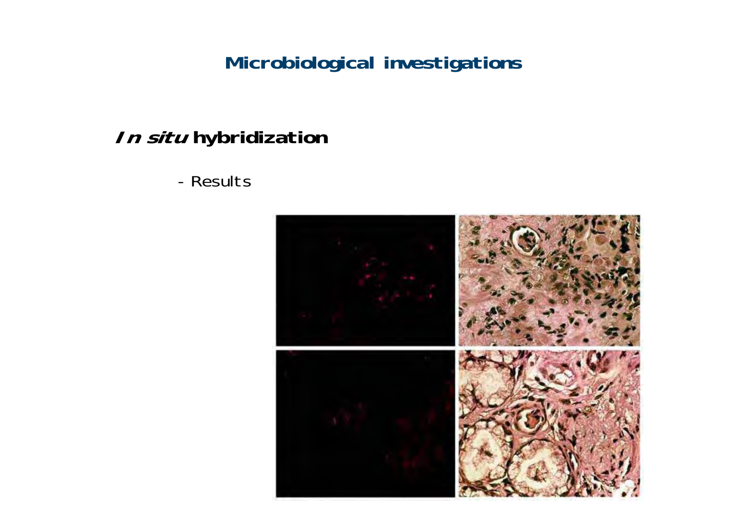# Microbiological investigations

## *In situ* hybridization

- Results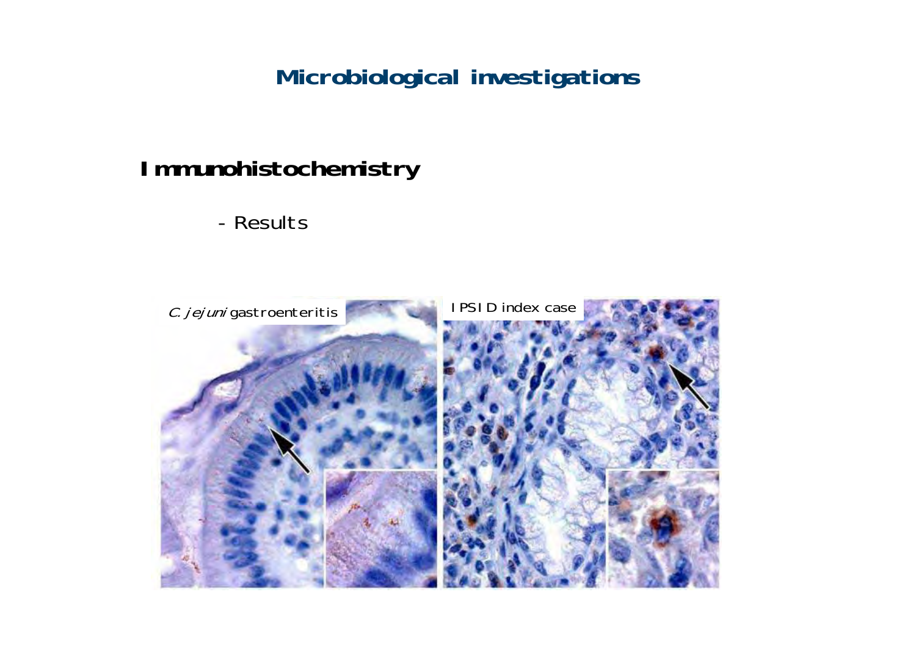# Microbiological investigations

## Immunohistochemistry

- Results

*C. jejuni* gastroenteritis

IPSID index case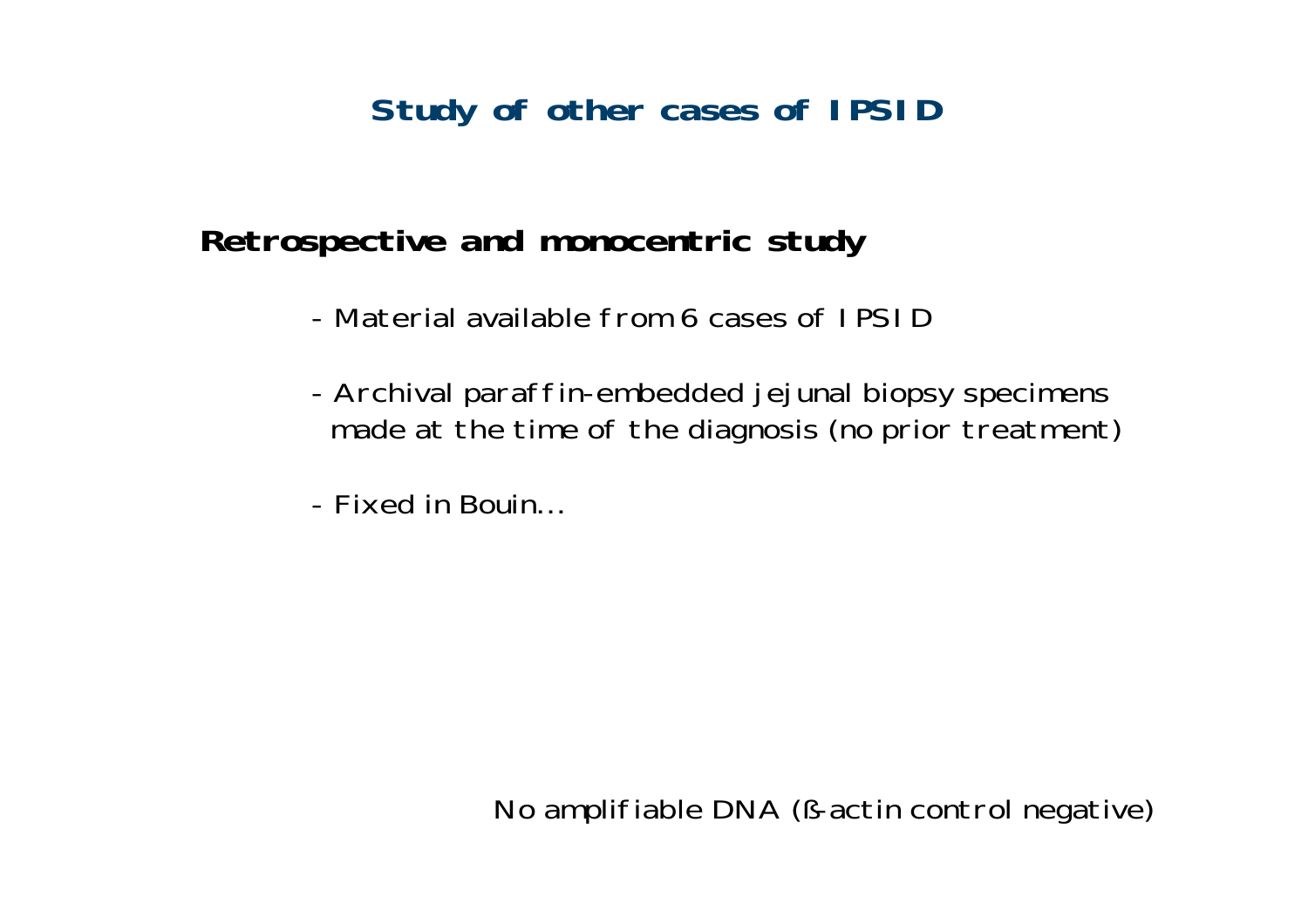# Study of other cases of IPSID

## Retrospective and monocentric study

- Material available from 6 cases of IPSID
- Archival paraffin-embedded jejunal biopsy specimens made at the time of the diagnosis (no prior treatment)
- Fixed in Bouin…

No amplifiable DNA (ß-actin control negative)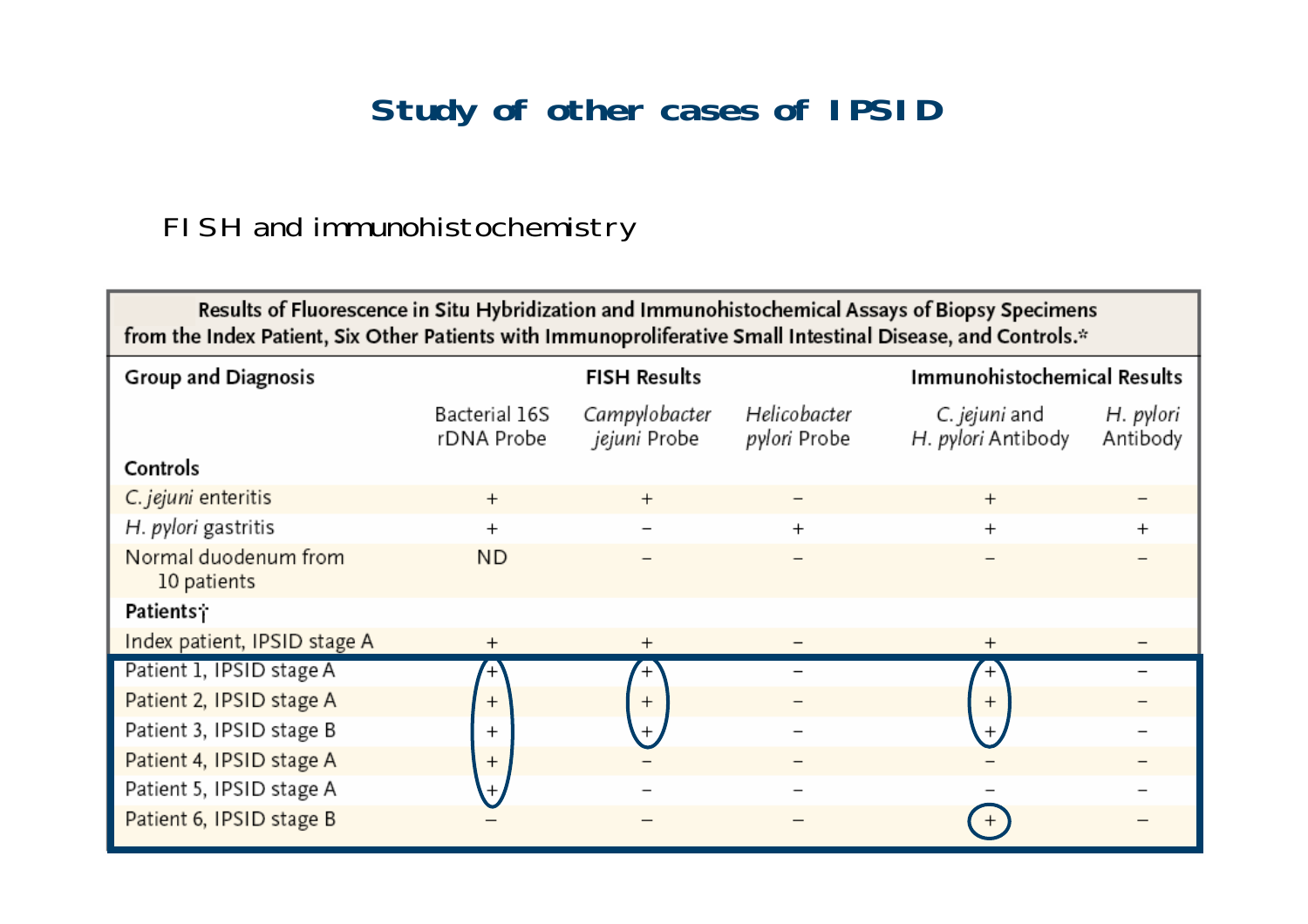# Study of other cases of IPSID

FISH and immunohistochemistry

**Results of Fluorescence in Situ Hybridization and Immunohistochemical Assays of Biopsy Specimens from the Index Patient, Six Other Patients with Immunoproliferative Small Intestinal Disease, and Controls.***

| Group and Diagnosis | FISH Results | | | Immunohistochemical Results | |
|---|---|---|---|---|---|
| | Bacterial 16S rDNA Probe | *Campylobacter jejuni* Probe | *Helicobacter pylori* Probe | *C. jejuni* and *H. pylori* Antibody | *H. pylori* Antibody |
| **Controls** | | | | | |
| *C. jejuni* enteritis | + | + | − | + | − |
| *H. pylori* gastritis | + | − | + | + | + |
| Normal duodenum from 10 patients | ND | − | − | − | − |
| **Patients†** | | | | | |
| Index patient, IPSID stage A | + | + | − | + | − |
| Patient 1, IPSID stage A | + | + | − | + | − |
| Patient 2, IPSID stage A | + | + | − | + | − |
| Patient 3, IPSID stage B | + | + | − | + | − |
| Patient 4, IPSID stage A | + | − | − | − | − |
| Patient 5, IPSID stage A | + | − | − | − | − |
| Patient 6, IPSID stage B | − | − | − | + | − |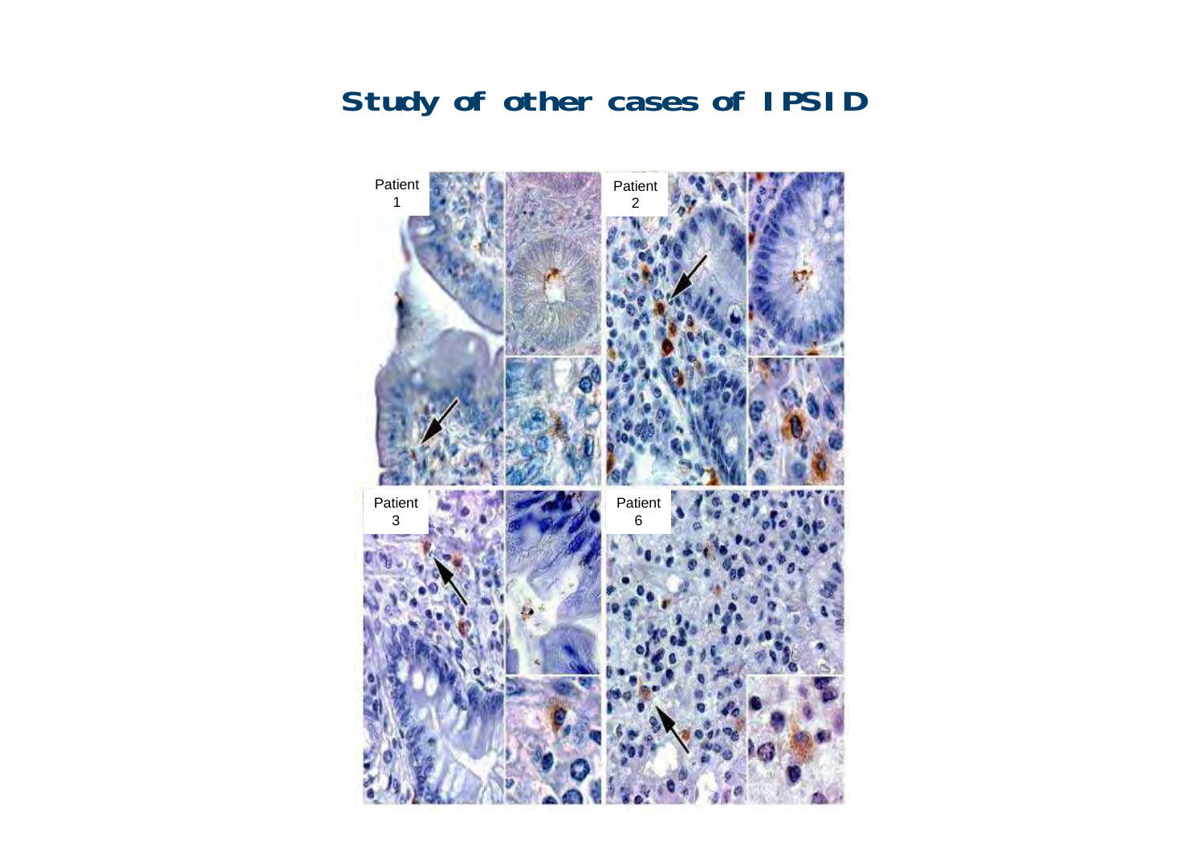# Study of other cases of IPSID

Patient 1

Patient 2

Patient 3

Patient 6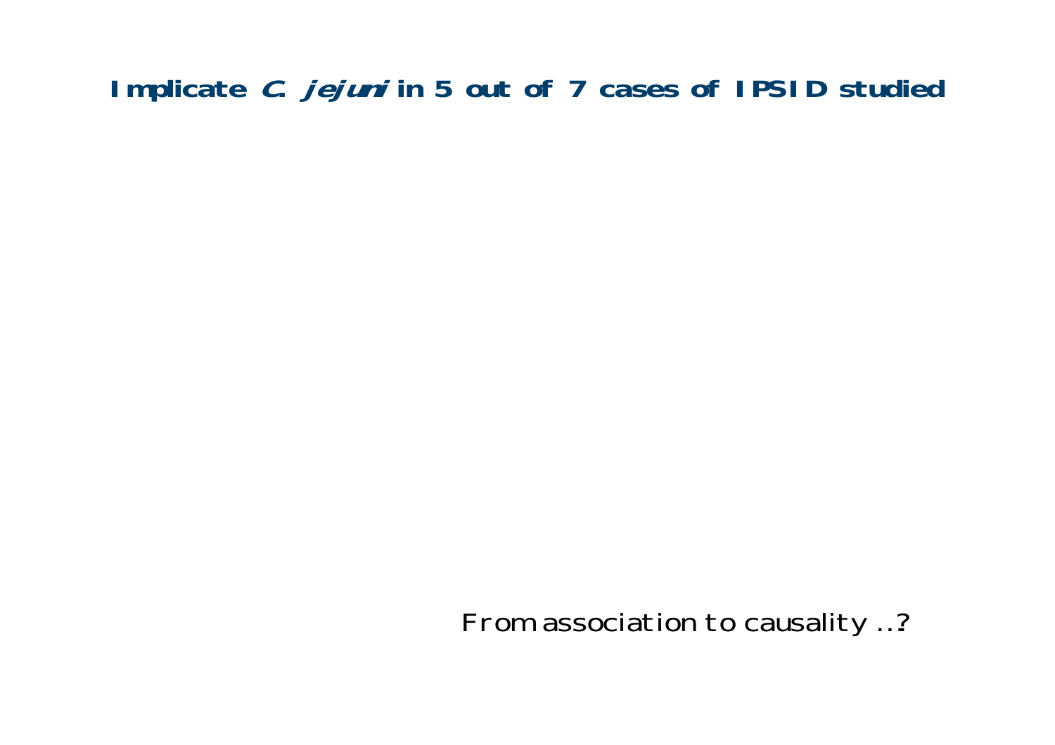## Implicate *C. jejuni* in 5 out of 7 cases of IPSID studied

From association to causality ...?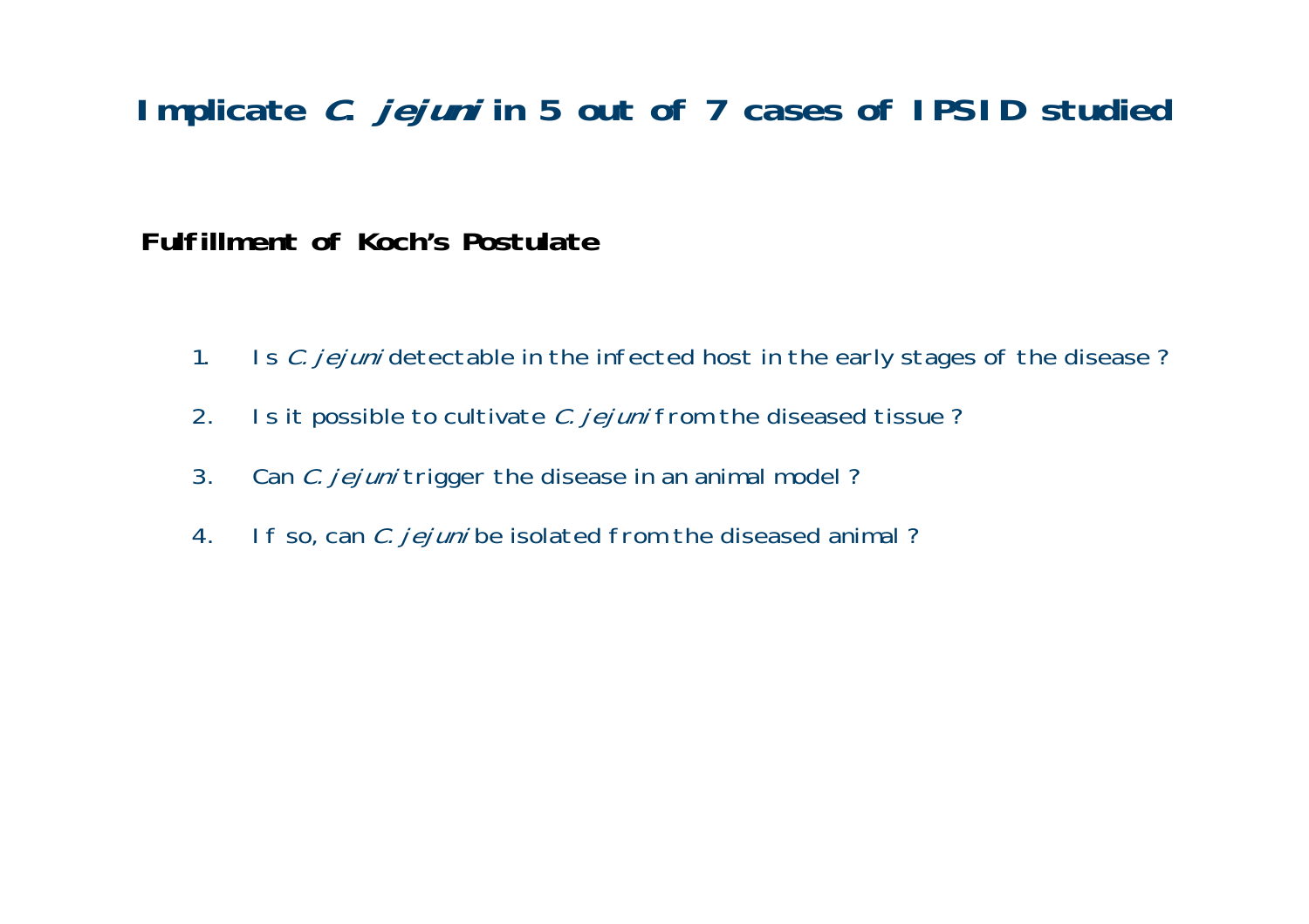# Implicate *C. jejuni* in 5 out of 7 cases of IPSID studied

**Fulfillment of Koch's Postulate**

1. Is *C. jejuni* detectable in the infected host in the early stages of the disease ?
2. Is it possible to cultivate *C. jejuni* from the diseased tissue ?
3. Can *C. jejuni* trigger the disease in an animal model ?
4. If so, can *C. jejuni* be isolated from the diseased animal ?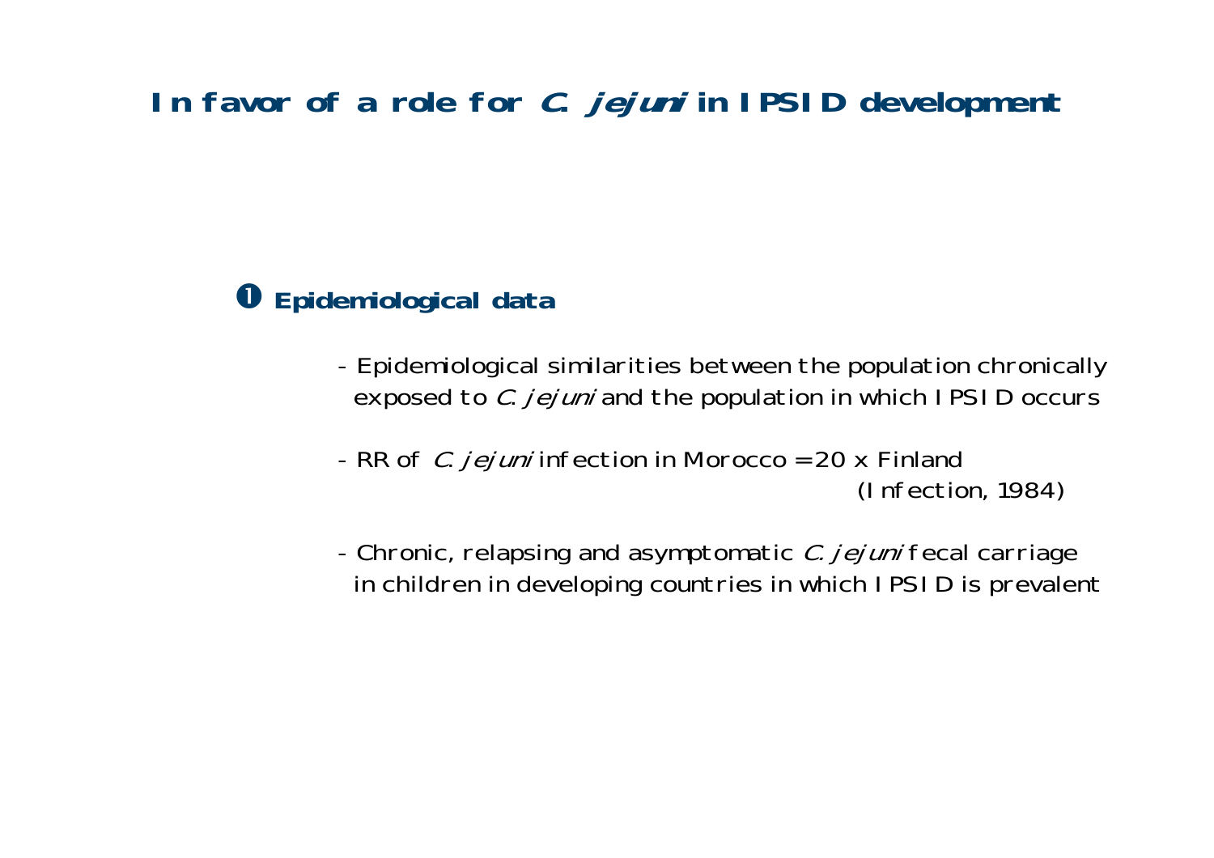# In favor of a role for *C. jejuni* in IPSID development

## ❶ Epidemiological data

- Epidemiological similarities between the population chronically exposed to *C. jejuni* and the population in which IPSID occurs

- RR of *C. jejuni* infection in Morocco = 20 x Finland
  (Infection, 1984)

- Chronic, relapsing and asymptomatic *C. jejuni* fecal carriage in children in developing countries in which IPSID is prevalent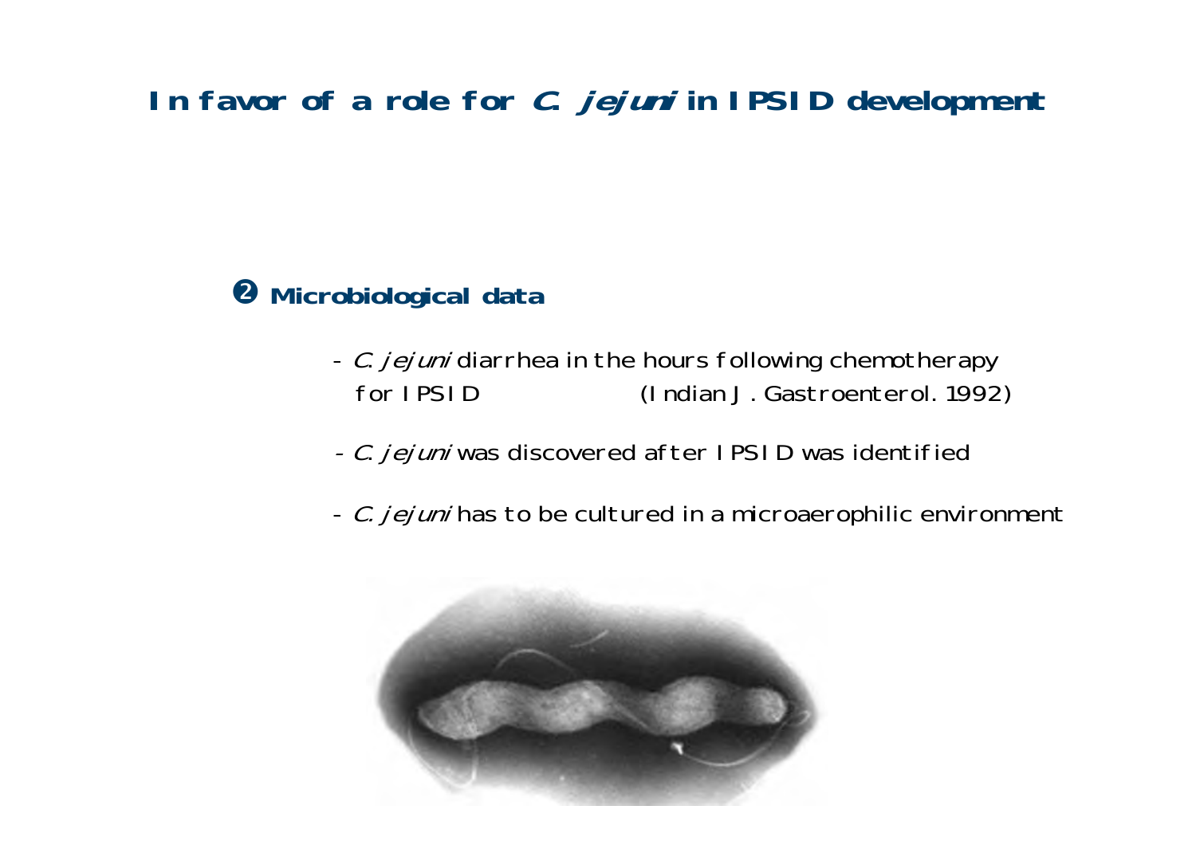# In favor of a role for *C. jejuni* in IPSID development

## ❷ Microbiological data

- *C. jejuni* diarrhea in the hours following chemotherapy for IPSID (Indian J. Gastroenterol. 1992)
- *C. jejuni* was discovered after IPSID was identified
- *C. jejuni* has to be cultured in a microaerophilic environment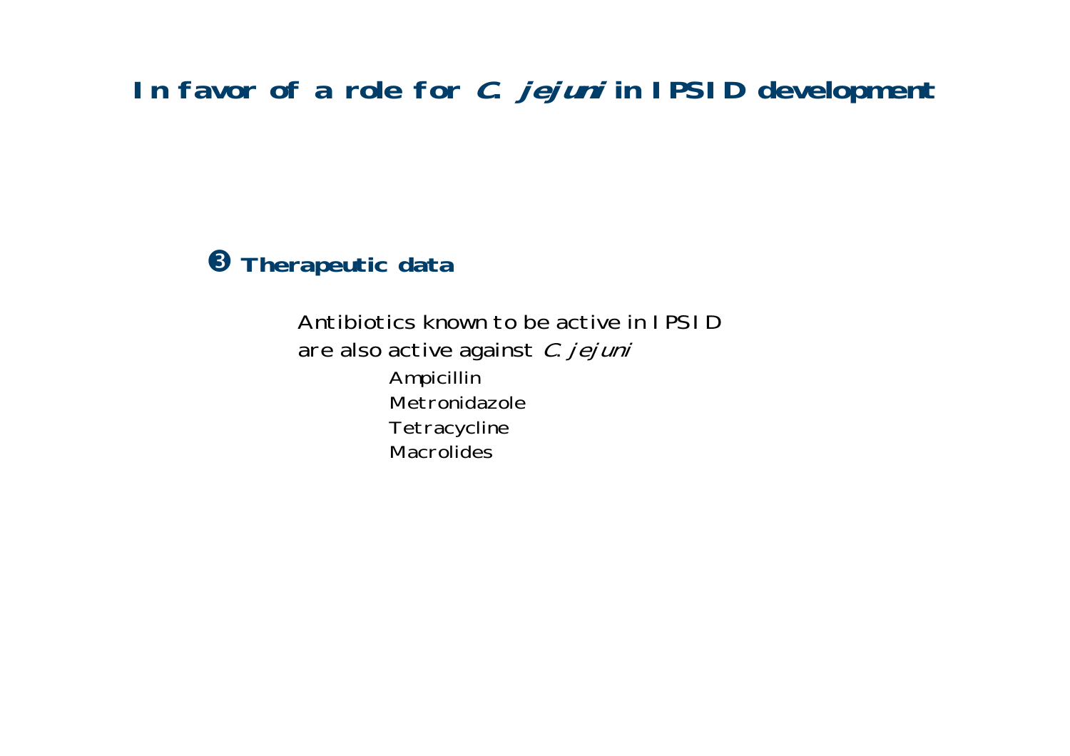# In favor of a role for *C. jejuni* in IPSID development

## ❸ Therapeutic data

Antibiotics known to be active in IPSID are also active against *C. jejuni*

- Ampicillin
- Metronidazole
- Tetracycline
- Macrolides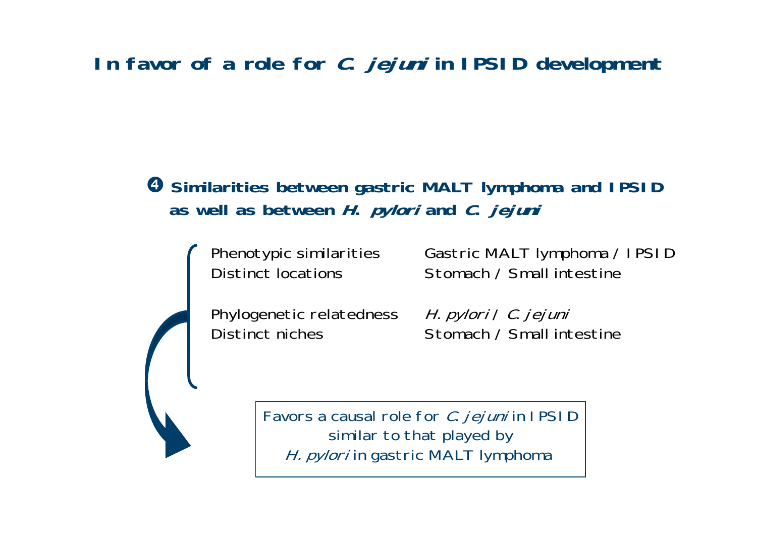# In favor of a role for *C. jejuni* in IPSID development

**❹ Similarities between gastric MALT lymphoma and IPSID as well as between *H. pylori* and *C. jejuni***

| | |
|---|---|
| Phenotypic similarities | Gastric MALT lymphoma / IPSID |
| Distinct locations | Stomach / Small intestine |
| Phylogenetic relatedness | *H. pylori* / *C. jejuni* |
| Distinct niches | Stomach / Small intestine |

Favors a causal role for *C. jejuni* in IPSID similar to that played by *H. pylori* in gastric MALT lymphoma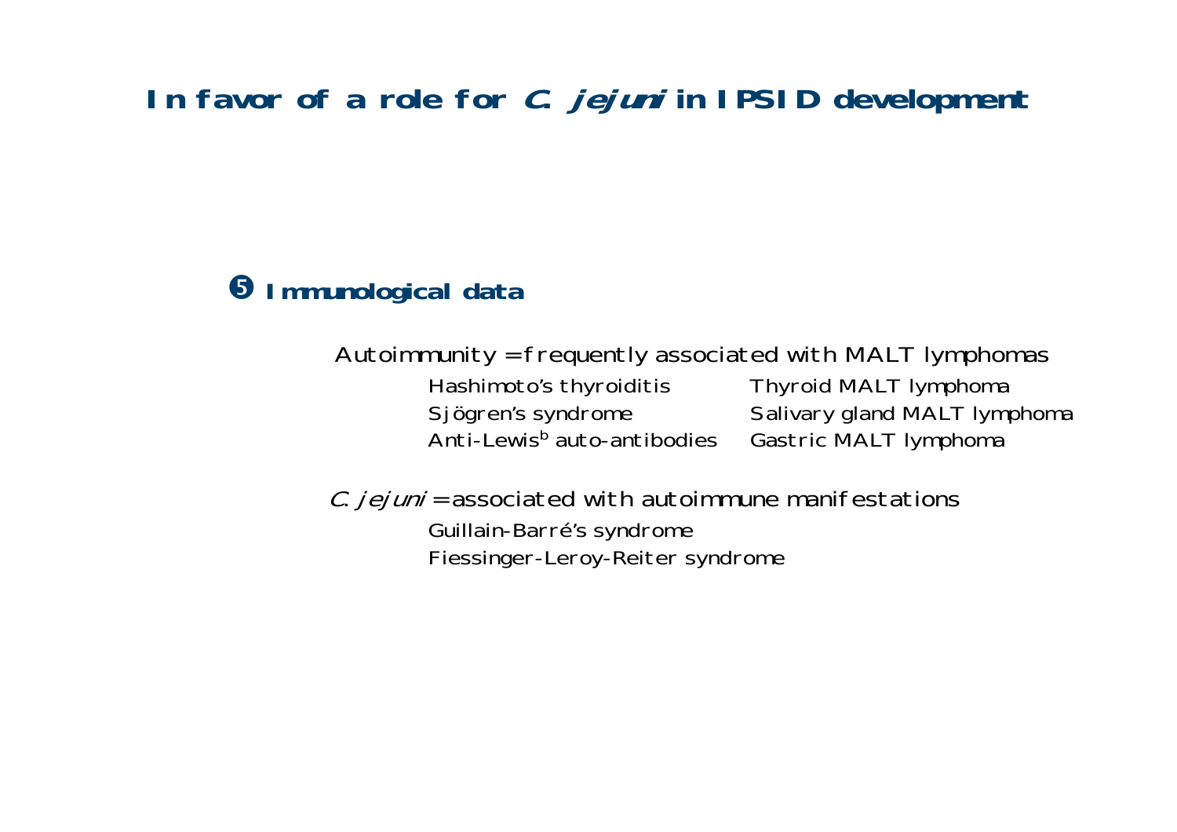# In favor of a role for *C. jejuni* in IPSID development

## ❺ Immunological data

Autoimmunity = frequently associated with MALT lymphomas

| | |
|---|---|
| Hashimoto's thyroiditis | Thyroid MALT lymphoma |
| Sjögren's syndrome | Salivary gland MALT lymphoma |
| Anti-Lewis$^{b}$ auto-antibodies | Gastric MALT lymphoma |

*C. jejuni* = associated with autoimmune manifestations

- Guillain-Barré's syndrome
- Fiessinger-Leroy-Reiter syndrome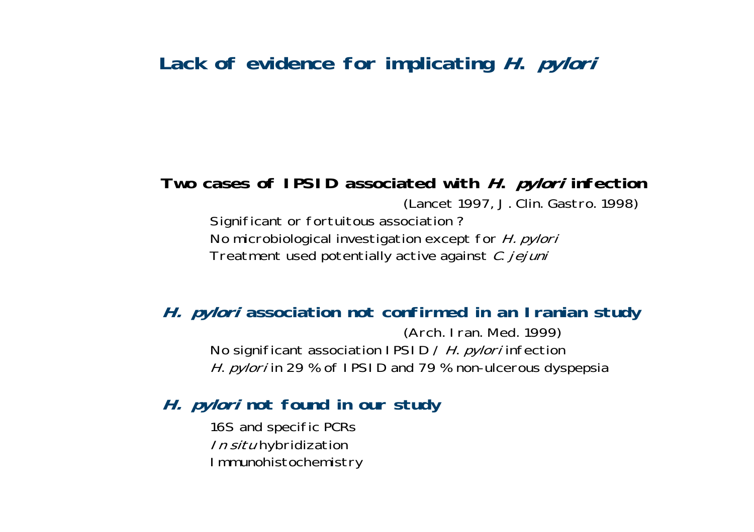# Lack of evidence for implicating *H. pylori*

**Two cases of IPSID associated with *H. pylori* infection**

(Lancet 1997, J. Clin. Gastro. 1998)

- Significant or fortuitous association ?
- No microbiological investigation except for *H. pylori*
- Treatment used potentially active against *C. jejuni*

**_H. pylori_ association not confirmed in an Iranian study**

(Arch. Iran. Med. 1999)

- No significant association IPSID / *H. pylori* infection
- *H. pylori* in 29 % of IPSID and 79 % non-ulcerous dyspepsia

**_H. pylori_ not found in our study**

- 16S and specific PCRs
- *In situ* hybridization
- Immunohistochemistry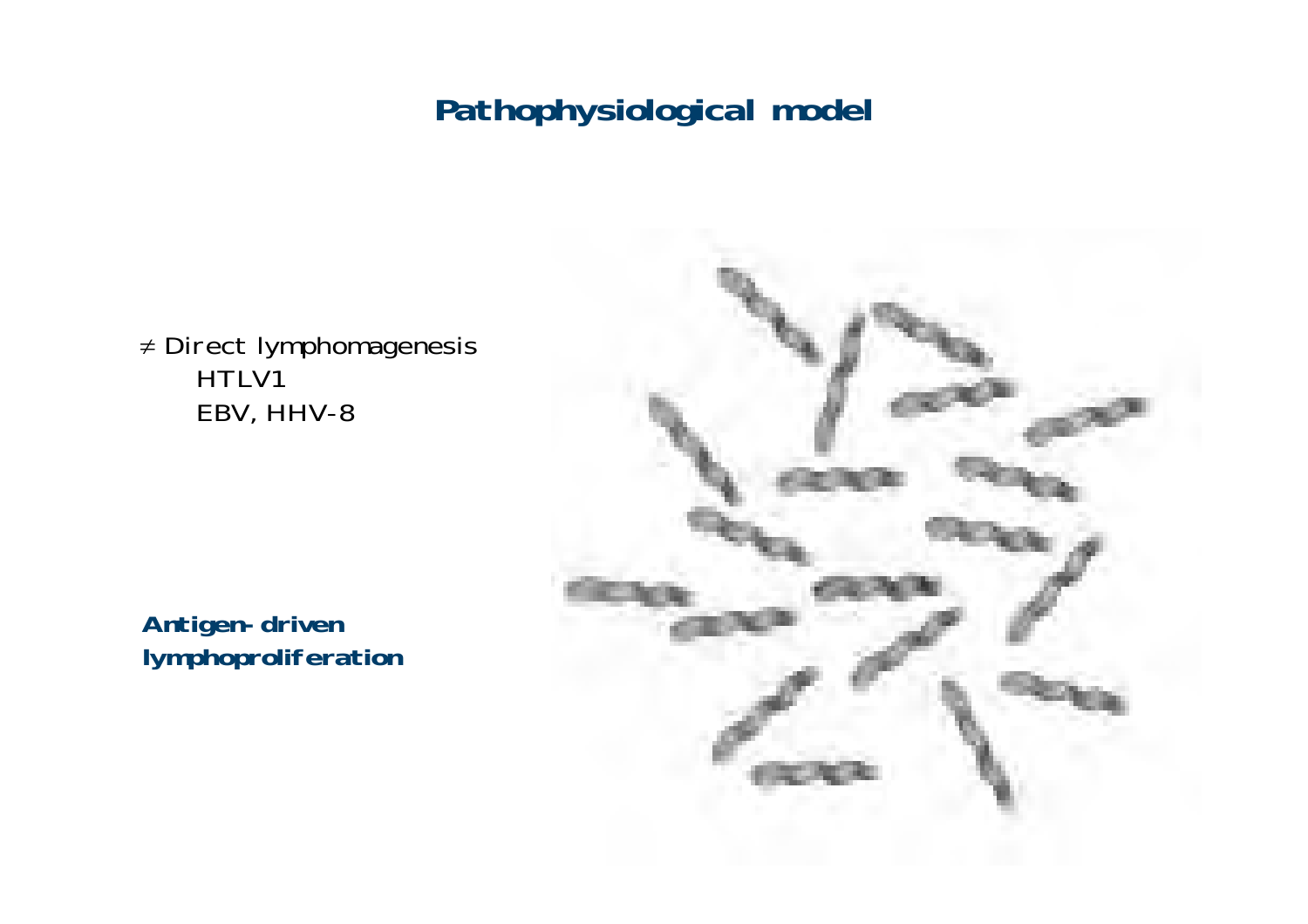# Pathophysiological model

≠ Direct lymphomagenesis

- HTLV1
- EBV, HHV-8

**Antigen-driven lymphoproliferation**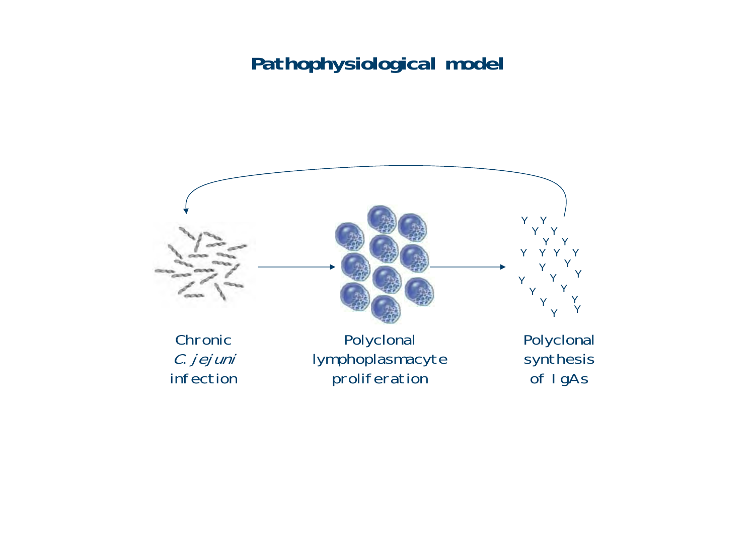# Pathophysiological model

Chronic *C. jejuni* infection

Polyclonal lymphoplasmacyte proliferation

Polyclonal synthesis of IgAs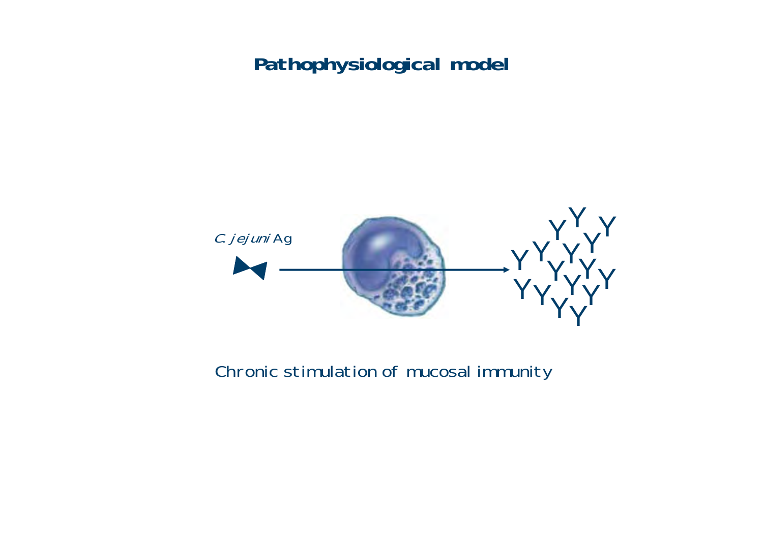# Pathophysiological model

*C. jejuni* Ag

Chronic stimulation of mucosal immunity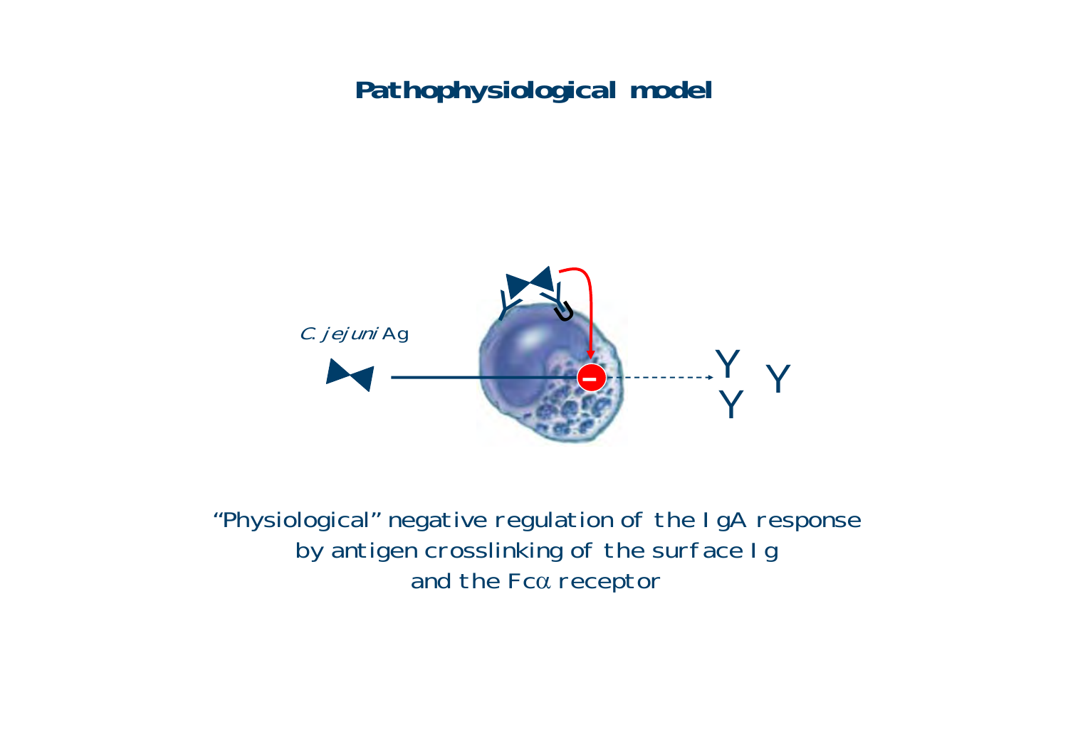# Pathophysiological model

*C. jejuni* Ag

“Physiological” negative regulation of the IgA response by antigen crosslinking of the surface Ig and the Fcα receptor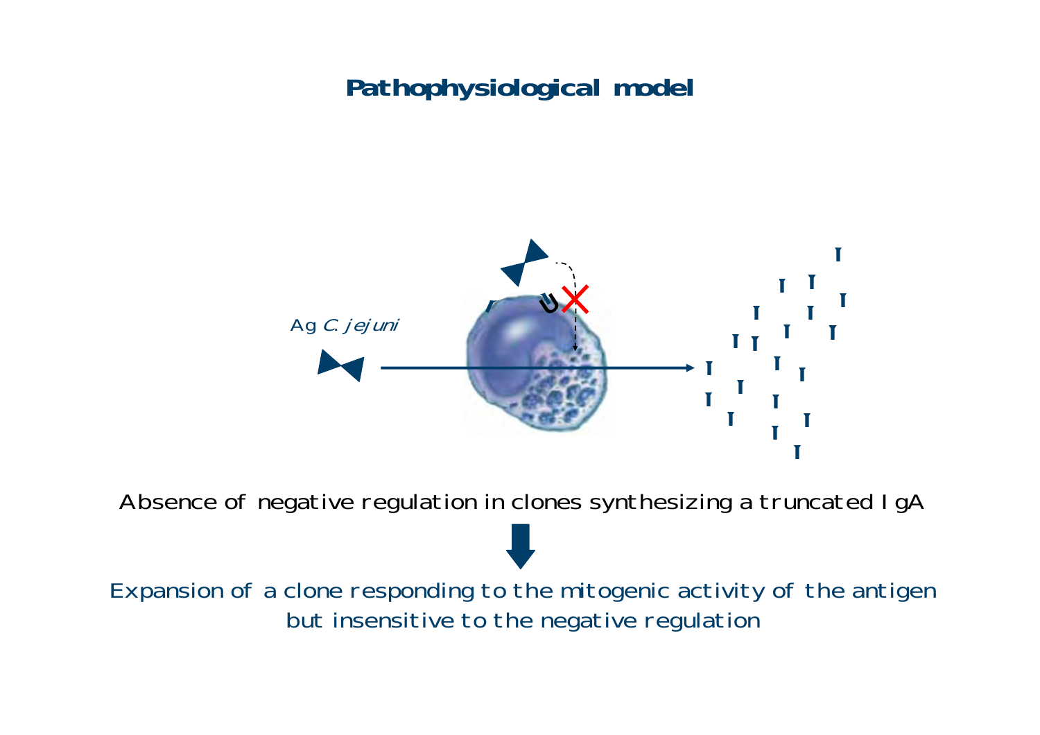# Pathophysiological model

Ag *C. jejuni*

Absence of negative regulation in clones synthesizing a truncated IgA

Expansion of a clone responding to the mitogenic activity of the antigen but insensitive to the negative regulation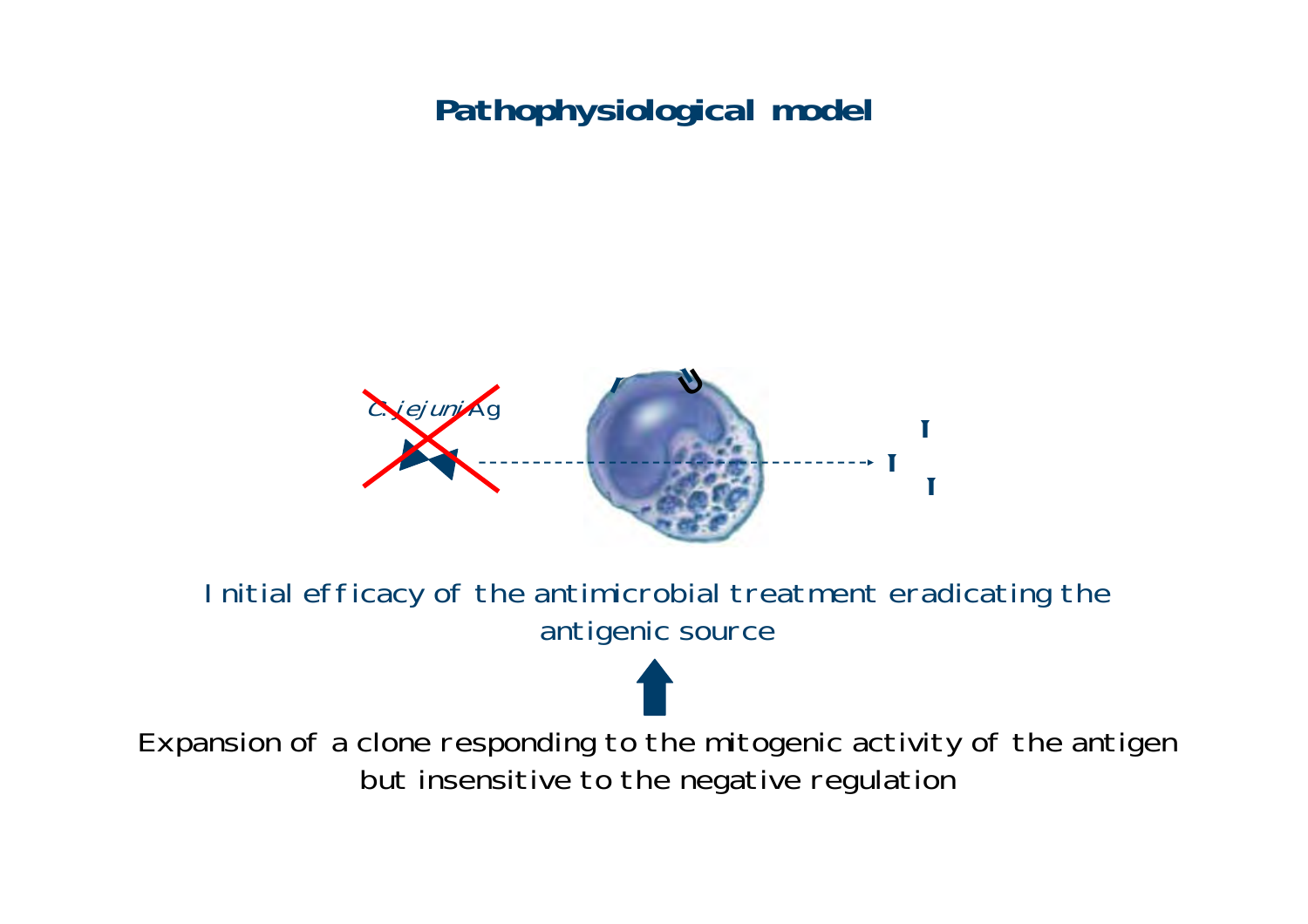# Pathophysiological model

*C. jejuni* Ag

Initial efficacy of the antimicrobial treatment eradicating the antigenic source

Expansion of a clone responding to the mitogenic activity of the antigen but insensitive to the negative regulation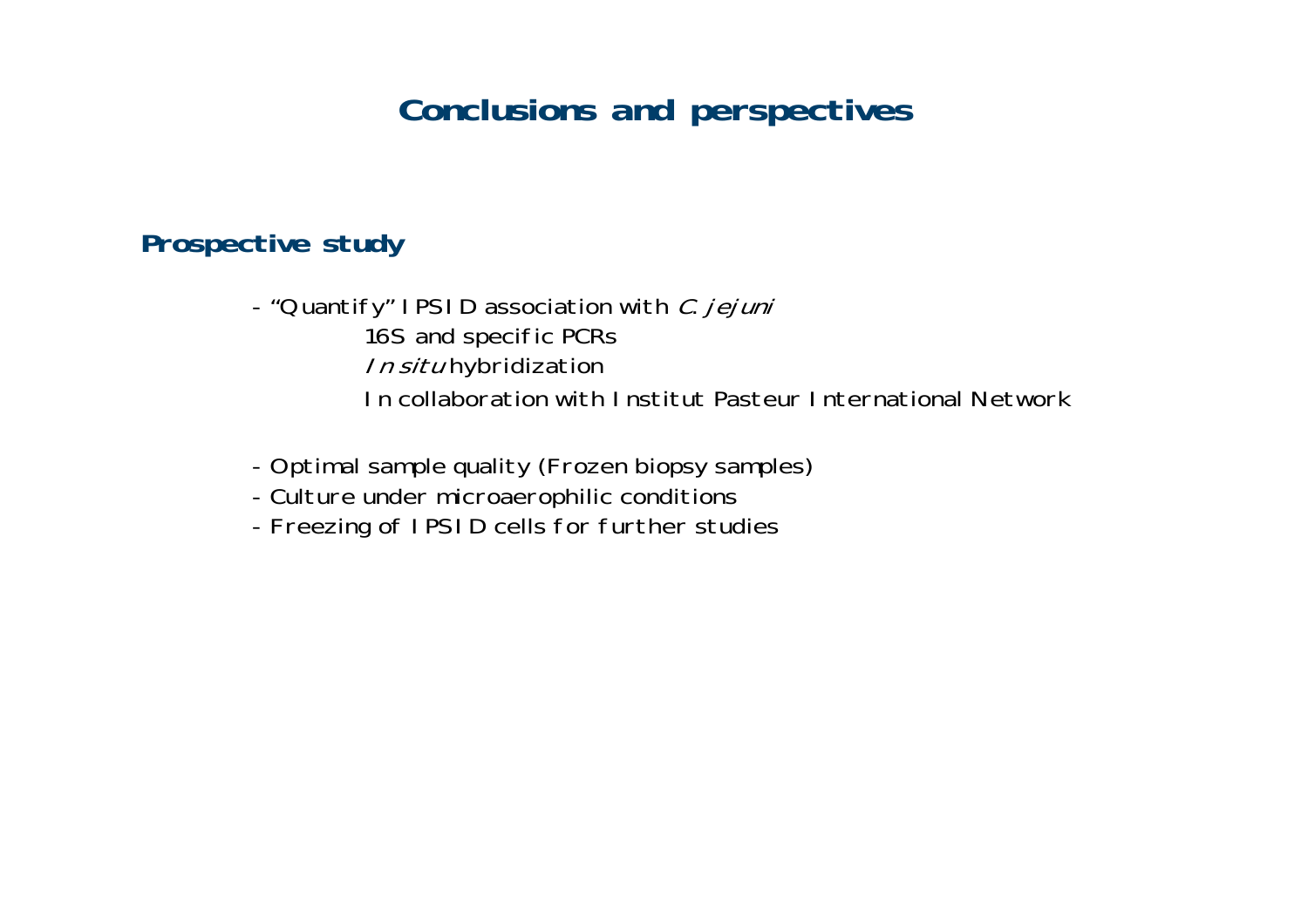# Conclusions and perspectives

## Prospective study

- "Quantify" IPSID association with *C. jejuni*
  - 16S and specific PCRs
  - *In situ* hybridization
  - In collaboration with Institut Pasteur International Network
- Optimal sample quality (Frozen biopsy samples)
- Culture under microaerophilic conditions
- Freezing of IPSID cells for further studies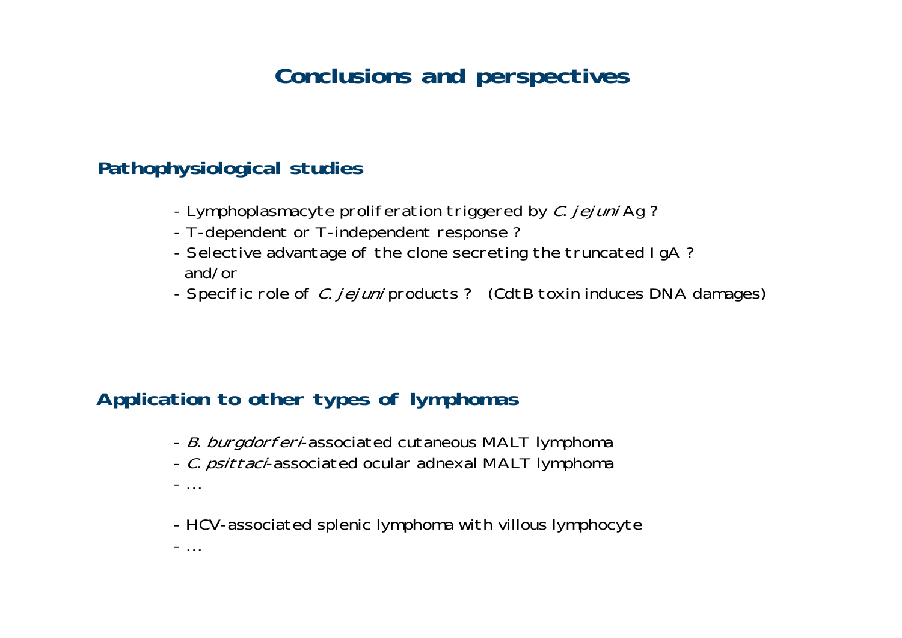# Conclusions and perspectives

## Pathophysiological studies

- Lymphoplasmacyte proliferation triggered by *C. jejuni* Ag ?
- T-dependent or T-independent response ?
- Selective advantage of the clone secreting the truncated IgA ?
  and/or
- Specific role of *C. jejuni* products ?  (CdtB toxin induces DNA damages)

## Application to other types of lymphomas

- *B. burgdorferi*-associated cutaneous MALT lymphoma
- *C. psittaci*-associated ocular adnexal MALT lymphoma
- …

- HCV-associated splenic lymphoma with villous lymphocyte
- …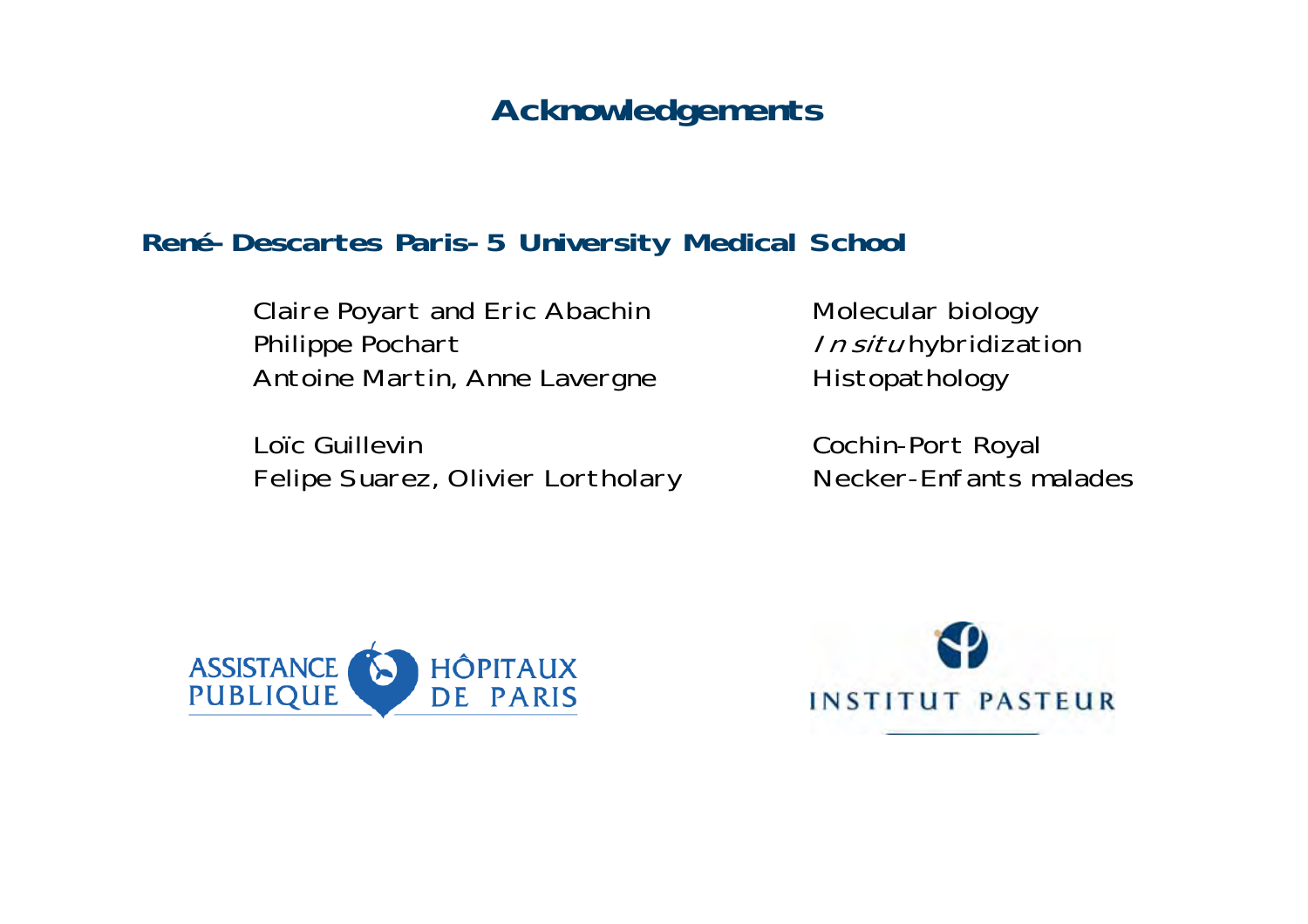# Acknowledgements

## René-Descartes Paris-5 University Medical School

| | |
|---|---|
| Claire Poyart and Eric Abachin | Molecular biology |
| Philippe Pochart | *In situ* hybridization |
| Antoine Martin, Anne Lavergne | Histopathology |
| Loïc Guillevin | Cochin-Port Royal |
| Felipe Suarez, Olivier Lortholary | Necker-Enfants malades |

ASSISTANCE PUBLIQUE HÔPITAUX DE PARIS

INSTITUT PASTEUR